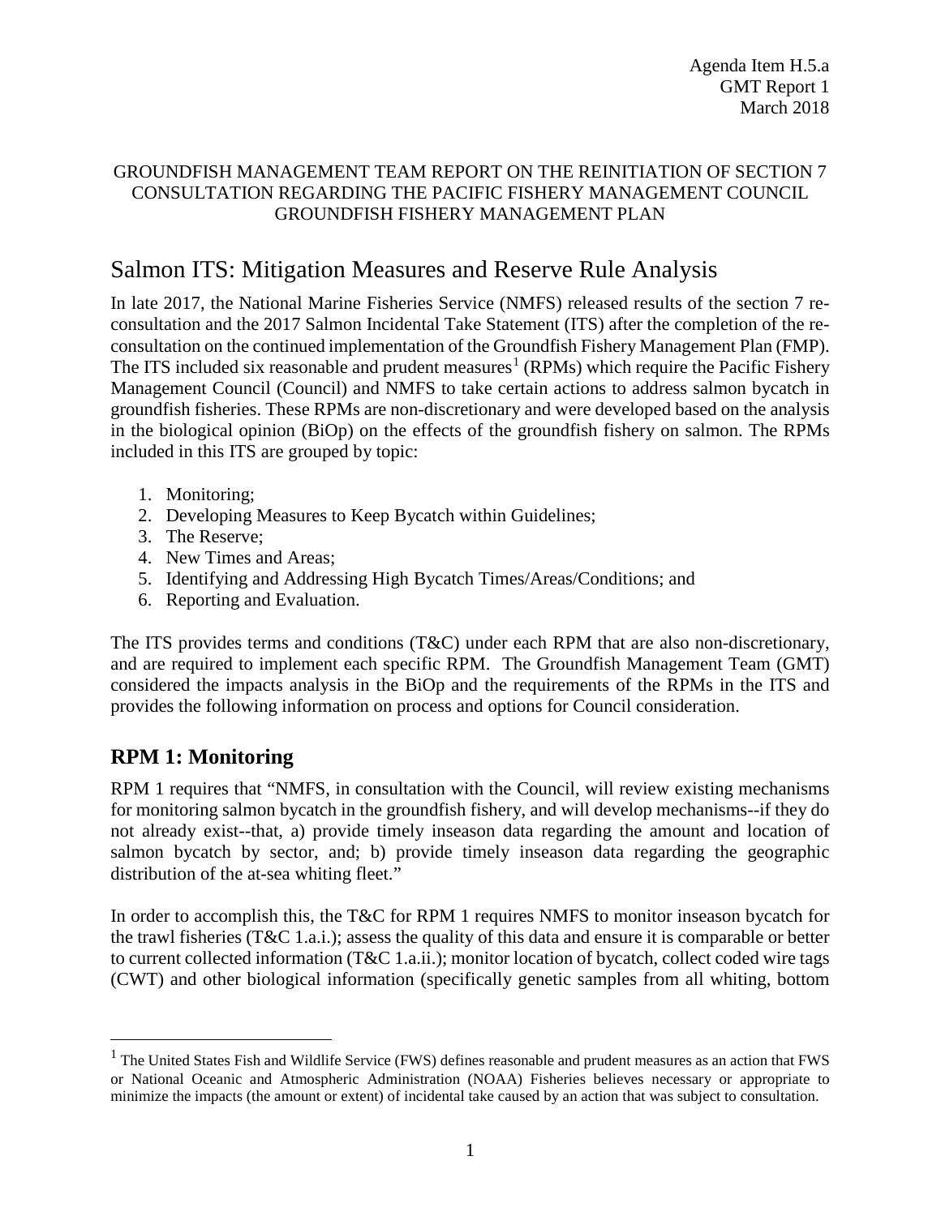Agenda Item H.5.a
GMT Report 1
March 2018

GROUNDFISH MANAGEMENT TEAM REPORT ON THE REINITIATION OF SECTION 7 CONSULTATION REGARDING THE PACIFIC FISHERY MANAGEMENT COUNCIL GROUNDFISH FISHERY MANAGEMENT PLAN

# Salmon ITS: Mitigation Measures and Reserve Rule Analysis

In late 2017, the National Marine Fisheries Service (NMFS) released results of the section 7 re-consultation and the 2017 Salmon Incidental Take Statement (ITS) after the completion of the re-consultation on the continued implementation of the Groundfish Fishery Management Plan (FMP). The ITS included six reasonable and prudent measures[1] (RPMs) which require the Pacific Fishery Management Council (Council) and NMFS to take certain actions to address salmon bycatch in groundfish fisheries. These RPMs are non-discretionary and were developed based on the analysis in the biological opinion (BiOp) on the effects of the groundfish fishery on salmon. The RPMs included in this ITS are grouped by topic:

1. Monitoring;
2. Developing Measures to Keep Bycatch within Guidelines;
3. The Reserve;
4. New Times and Areas;
5. Identifying and Addressing High Bycatch Times/Areas/Conditions; and
6. Reporting and Evaluation.

The ITS provides terms and conditions (T&C) under each RPM that are also non-discretionary, and are required to implement each specific RPM. The Groundfish Management Team (GMT) considered the impacts analysis in the BiOp and the requirements of the RPMs in the ITS and provides the following information on process and options for Council consideration.

## RPM 1: Monitoring

RPM 1 requires that "NMFS, in consultation with the Council, will review existing mechanisms for monitoring salmon bycatch in the groundfish fishery, and will develop mechanisms--if they do not already exist--that, a) provide timely inseason data regarding the amount and location of salmon bycatch by sector, and; b) provide timely inseason data regarding the geographic distribution of the at-sea whiting fleet."

In order to accomplish this, the T&C for RPM 1 requires NMFS to monitor inseason bycatch for the trawl fisheries (T&C 1.a.i.); assess the quality of this data and ensure it is comparable or better to current collected information (T&C 1.a.ii.); monitor location of bycatch, collect coded wire tags (CWT) and other biological information (specifically genetic samples from all whiting, bottom

[1] The United States Fish and Wildlife Service (FWS) defines reasonable and prudent measures as an action that FWS or National Oceanic and Atmospheric Administration (NOAA) Fisheries believes necessary or appropriate to minimize the impacts (the amount or extent) of incidental take caused by an action that was subject to consultation.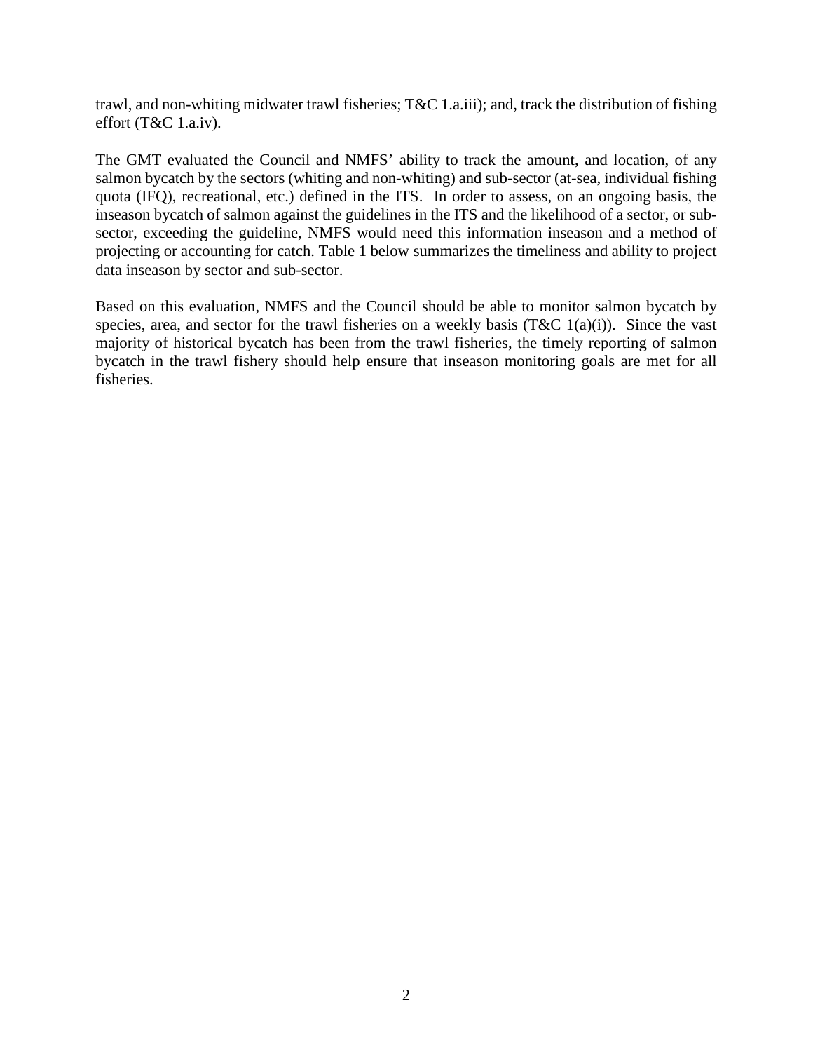trawl, and non-whiting midwater trawl fisheries; T&C 1.a.iii); and, track the distribution of fishing effort (T&C 1.a.iv).

The GMT evaluated the Council and NMFS' ability to track the amount, and location, of any salmon bycatch by the sectors (whiting and non-whiting) and sub-sector (at-sea, individual fishing quota (IFQ), recreational, etc.) defined in the ITS. In order to assess, on an ongoing basis, the inseason bycatch of salmon against the guidelines in the ITS and the likelihood of a sector, or sub-sector, exceeding the guideline, NMFS would need this information inseason and a method of projecting or accounting for catch. Table 1 below summarizes the timeliness and ability to project data inseason by sector and sub-sector.

Based on this evaluation, NMFS and the Council should be able to monitor salmon bycatch by species, area, and sector for the trawl fisheries on a weekly basis (T&C 1(a)(i)). Since the vast majority of historical bycatch has been from the trawl fisheries, the timely reporting of salmon bycatch in the trawl fishery should help ensure that inseason monitoring goals are met for all fisheries.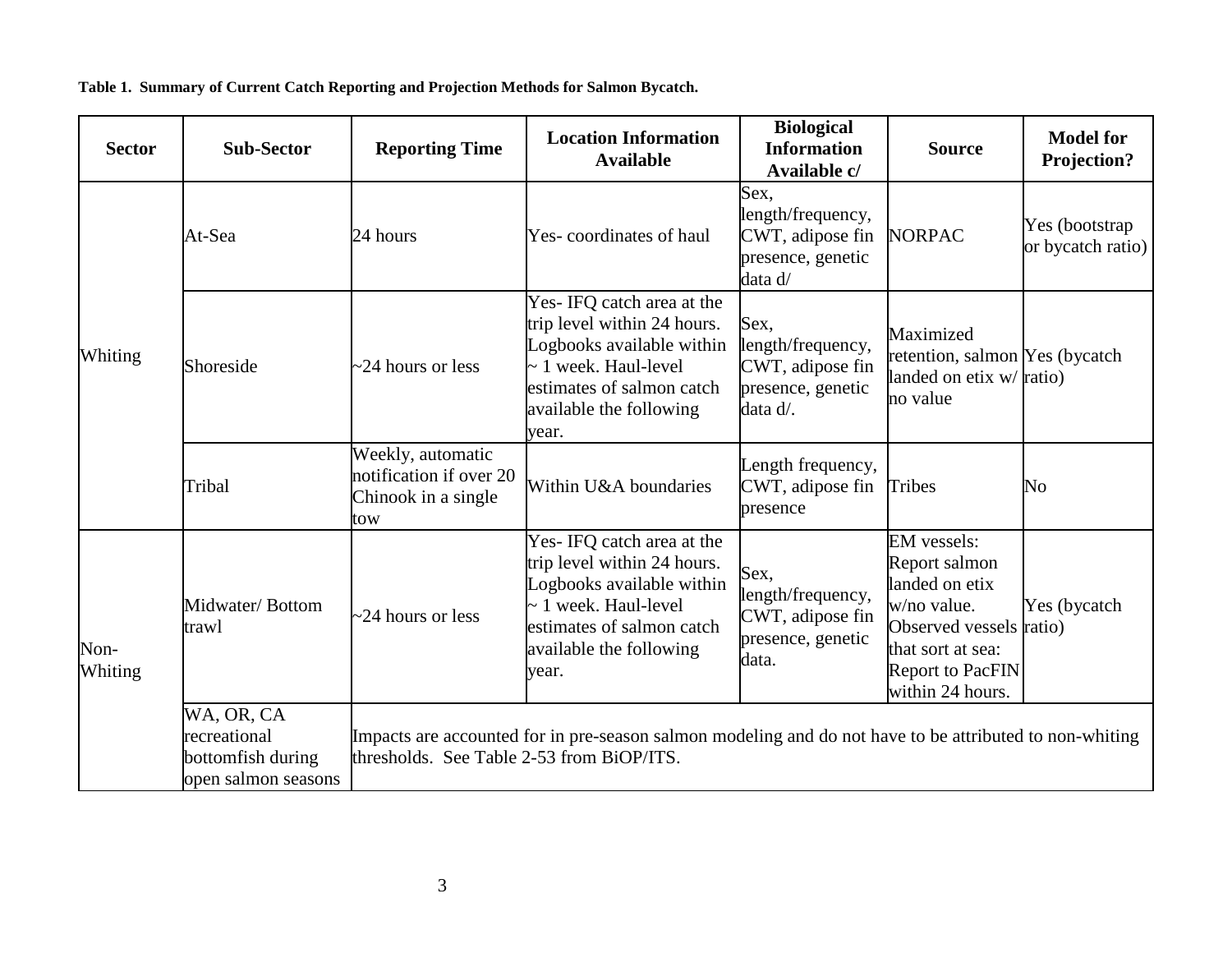**Table 1. Summary of Current Catch Reporting and Projection Methods for Salmon Bycatch.**

| Sector | Sub-Sector | Reporting Time | Location Information Available | Biological Information Available c/ | Source | Model for Projection? |
|---|---|---|---|---|---|---|
| Whiting | At-Sea | 24 hours | Yes- coordinates of haul | Sex, length/frequency, CWT, adipose fin presence, genetic data d/ | NORPAC | Yes (bootstrap or bycatch ratio) |
| | Shoreside | ~24 hours or less | Yes- IFQ catch area at the trip level within 24 hours. Logbooks available within ~ 1 week. Haul-level estimates of salmon catch available the following year. | Sex, length/frequency, CWT, adipose fin presence, genetic data d/. | Maximized retention, salmon landed on etix w/ no value | Yes (bycatch ratio) |
| | Tribal | Weekly, automatic notification if over 20 Chinook in a single tow | Within U&A boundaries | Length frequency, CWT, adipose fin presence | Tribes | No |
| Non-Whiting | Midwater/ Bottom trawl | ~24 hours or less | Yes- IFQ catch area at the trip level within 24 hours. Logbooks available within ~ 1 week. Haul-level estimates of salmon catch available the following year. | Sex, length/frequency, CWT, adipose fin presence, genetic data. | EM vessels: Report salmon landed on etix w/no value. Observed vessels that sort at sea: Report to PacFIN within 24 hours. | Yes (bycatch ratio) |
| | WA, OR, CA recreational bottomfish during open salmon seasons | Impacts are accounted for in pre-season salmon modeling and do not have to be attributed to non-whiting thresholds. See Table 2-53 from BiOP/ITS. | | | | |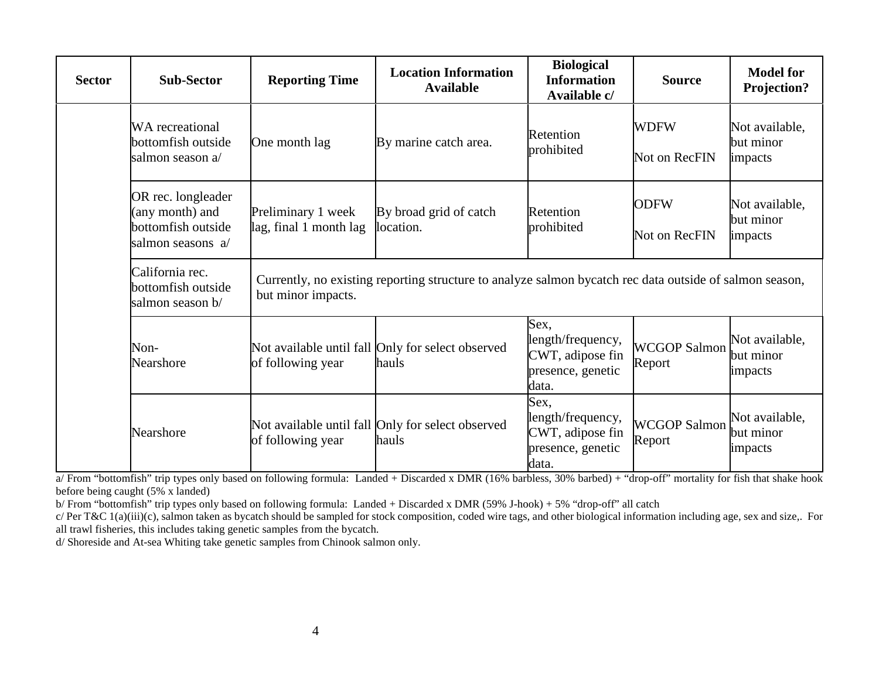| Sector | Sub-Sector | Reporting Time | Location Information Available | Biological Information Available c/ | Source | Model for Projection? |
|---|---|---|---|---|---|---|
| | WA recreational bottomfish outside salmon season a/ | One month lag | By marine catch area. | Retention prohibited | WDFW<br><br>Not on RecFIN | Not available, but minor impacts |
| | OR rec. longleader (any month) and bottomfish outside salmon seasons a/ | Preliminary 1 week lag, final 1 month lag | By broad grid of catch location. | Retention prohibited | ODFW<br><br>Not on RecFIN | Not available, but minor impacts |
| | California rec. bottomfish outside salmon season b/ | Currently, no existing reporting structure to analyze salmon bycatch rec data outside of salmon season, but minor impacts. | | | | |
| | Non-Nearshore | Not available until fall of following year | Only for select observed hauls | Sex, length/frequency, CWT, adipose fin presence, genetic data. | WCGOP Salmon Report | Not available, but minor impacts |
| | Nearshore | Not available until fall of following year | Only for select observed hauls | Sex, length/frequency, CWT, adipose fin presence, genetic data. | WCGOP Salmon Report | Not available, but minor impacts |

a/ From "bottomfish" trip types only based on following formula: Landed + Discarded x DMR (16% barbless, 30% barbed) + "drop-off" mortality for fish that shake hook before being caught (5% x landed)

b/ From "bottomfish" trip types only based on following formula: Landed + Discarded x DMR (59% J-hook) + 5% "drop-off" all catch

c/ Per T&C 1(a)(iii)(c), salmon taken as bycatch should be sampled for stock composition, coded wire tags, and other biological information including age, sex and size,. For all trawl fisheries, this includes taking genetic samples from the bycatch.

d/ Shoreside and At-sea Whiting take genetic samples from Chinook salmon only.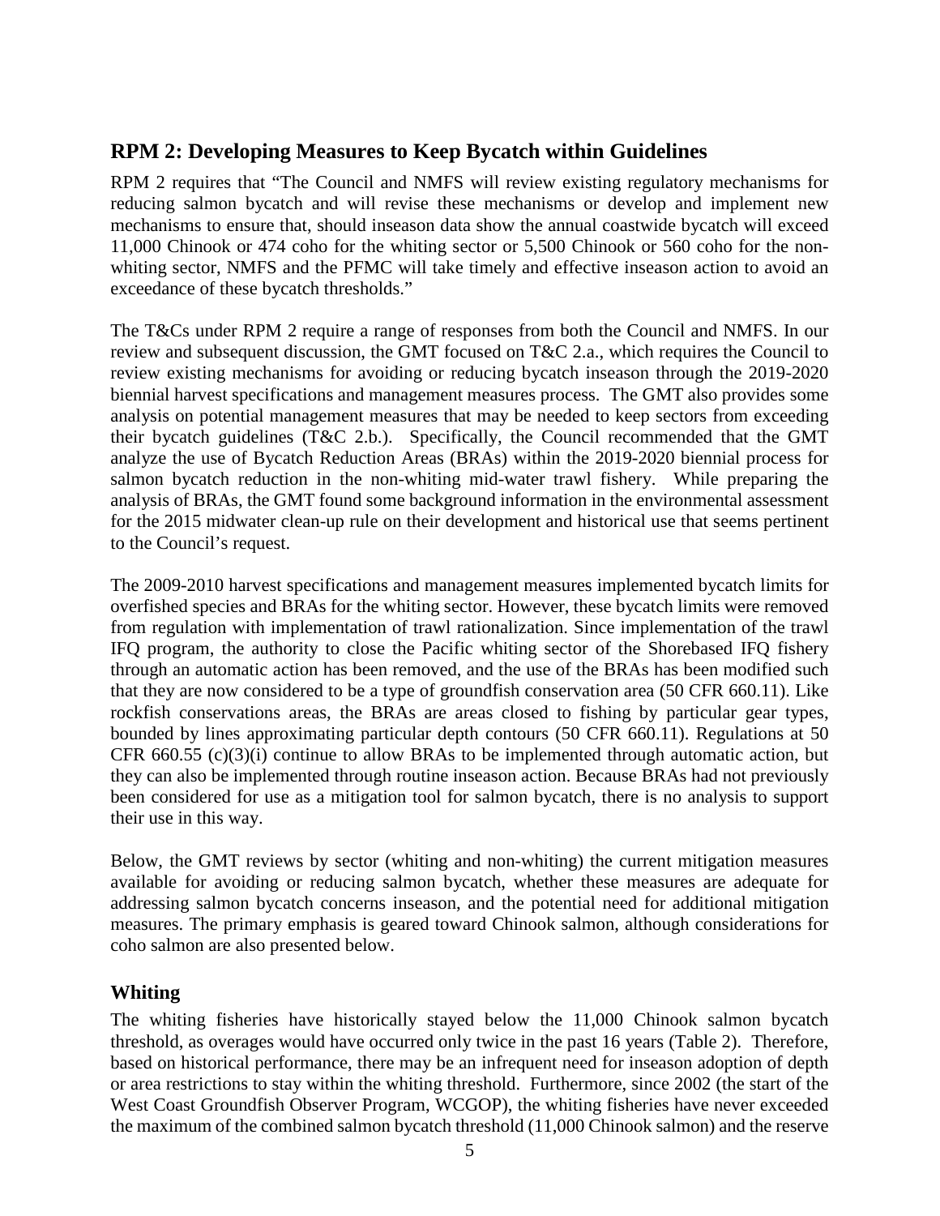## RPM 2: Developing Measures to Keep Bycatch within Guidelines

RPM 2 requires that "The Council and NMFS will review existing regulatory mechanisms for reducing salmon bycatch and will revise these mechanisms or develop and implement new mechanisms to ensure that, should inseason data show the annual coastwide bycatch will exceed 11,000 Chinook or 474 coho for the whiting sector or 5,500 Chinook or 560 coho for the non-whiting sector, NMFS and the PFMC will take timely and effective inseason action to avoid an exceedance of these bycatch thresholds."

The T&Cs under RPM 2 require a range of responses from both the Council and NMFS. In our review and subsequent discussion, the GMT focused on T&C 2.a., which requires the Council to review existing mechanisms for avoiding or reducing bycatch inseason through the 2019-2020 biennial harvest specifications and management measures process. The GMT also provides some analysis on potential management measures that may be needed to keep sectors from exceeding their bycatch guidelines (T&C 2.b.). Specifically, the Council recommended that the GMT analyze the use of Bycatch Reduction Areas (BRAs) within the 2019-2020 biennial process for salmon bycatch reduction in the non-whiting mid-water trawl fishery. While preparing the analysis of BRAs, the GMT found some background information in the environmental assessment for the 2015 midwater clean-up rule on their development and historical use that seems pertinent to the Council's request.

The 2009-2010 harvest specifications and management measures implemented bycatch limits for overfished species and BRAs for the whiting sector. However, these bycatch limits were removed from regulation with implementation of trawl rationalization. Since implementation of the trawl IFQ program, the authority to close the Pacific whiting sector of the Shorebased IFQ fishery through an automatic action has been removed, and the use of the BRAs has been modified such that they are now considered to be a type of groundfish conservation area (50 CFR 660.11). Like rockfish conservations areas, the BRAs are areas closed to fishing by particular gear types, bounded by lines approximating particular depth contours (50 CFR 660.11). Regulations at 50 CFR 660.55 (c)(3)(i) continue to allow BRAs to be implemented through automatic action, but they can also be implemented through routine inseason action. Because BRAs had not previously been considered for use as a mitigation tool for salmon bycatch, there is no analysis to support their use in this way.

Below, the GMT reviews by sector (whiting and non-whiting) the current mitigation measures available for avoiding or reducing salmon bycatch, whether these measures are adequate for addressing salmon bycatch concerns inseason, and the potential need for additional mitigation measures. The primary emphasis is geared toward Chinook salmon, although considerations for coho salmon are also presented below.

### Whiting

The whiting fisheries have historically stayed below the 11,000 Chinook salmon bycatch threshold, as overages would have occurred only twice in the past 16 years (Table 2). Therefore, based on historical performance, there may be an infrequent need for inseason adoption of depth or area restrictions to stay within the whiting threshold. Furthermore, since 2002 (the start of the West Coast Groundfish Observer Program, WCGOP), the whiting fisheries have never exceeded the maximum of the combined salmon bycatch threshold (11,000 Chinook salmon) and the reserve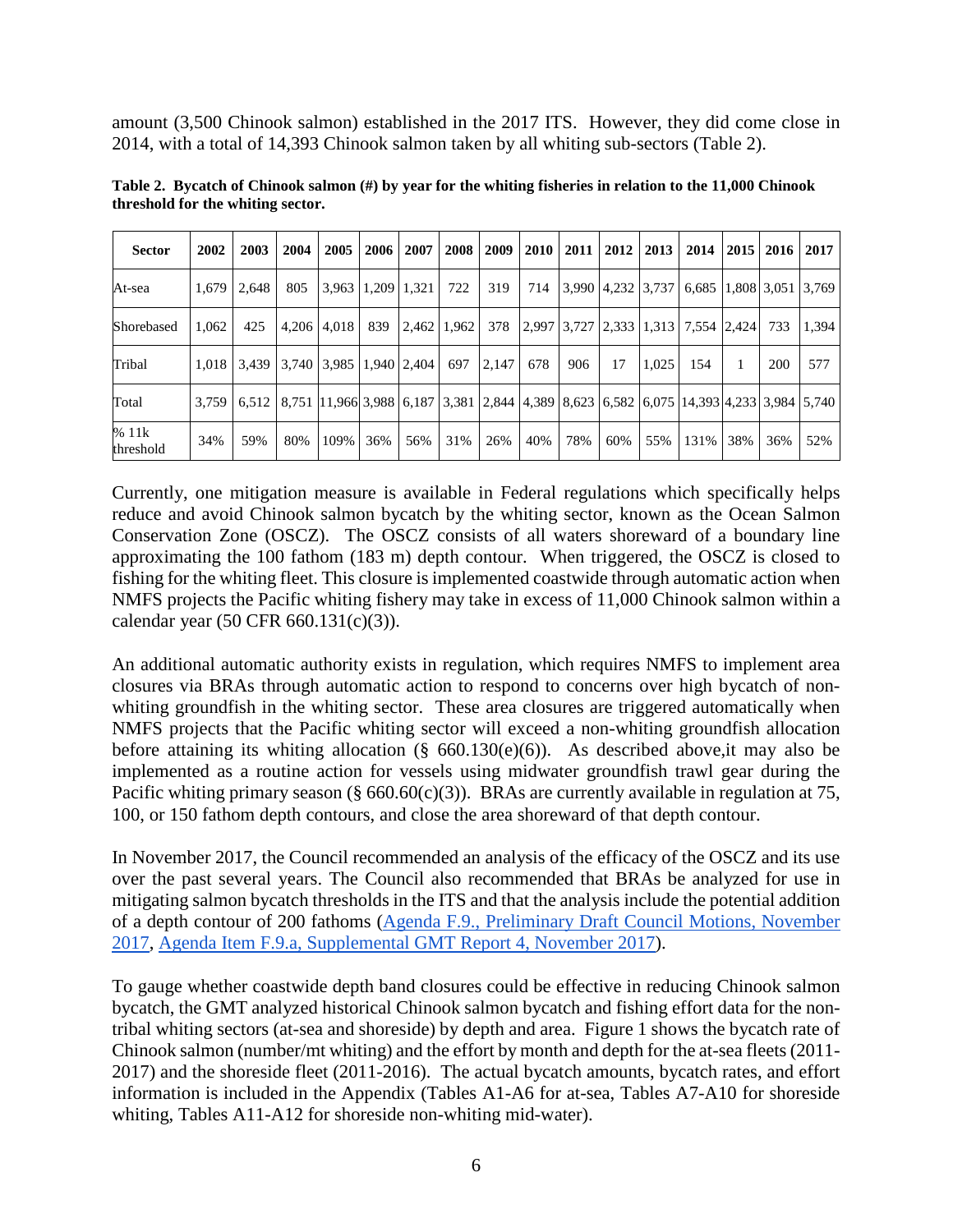amount (3,500 Chinook salmon) established in the 2017 ITS. However, they did come close in 2014, with a total of 14,393 Chinook salmon taken by all whiting sub-sectors (Table 2).

**Table 2. Bycatch of Chinook salmon (#) by year for the whiting fisheries in relation to the 11,000 Chinook threshold for the whiting sector.**

| Sector | 2002 | 2003 | 2004 | 2005 | 2006 | 2007 | 2008 | 2009 | 2010 | 2011 | 2012 | 2013 | 2014 | 2015 | 2016 | 2017 |
|---|---|---|---|---|---|---|---|---|---|---|---|---|---|---|---|---|
| At-sea | 1,679 | 2,648 | 805 | 3,963 | 1,209 | 1,321 | 722 | 319 | 714 | 3,990 | 4,232 | 3,737 | 6,685 | 1,808 | 3,051 | 3,769 |
| Shorebased | 1,062 | 425 | 4,206 | 4,018 | 839 | 2,462 | 1,962 | 378 | 2,997 | 3,727 | 2,333 | 1,313 | 7,554 | 2,424 | 733 | 1,394 |
| Tribal | 1,018 | 3,439 | 3,740 | 3,985 | 1,940 | 2,404 | 697 | 2,147 | 678 | 906 | 17 | 1,025 | 154 | 1 | 200 | 577 |
| Total | 3,759 | 6,512 | 8,751 | 11,966 | 3,988 | 6,187 | 3,381 | 2,844 | 4,389 | 8,623 | 6,582 | 6,075 | 14,393 | 4,233 | 3,984 | 5,740 |
| % 11k threshold | 34% | 59% | 80% | 109% | 36% | 56% | 31% | 26% | 40% | 78% | 60% | 55% | 131% | 38% | 36% | 52% |

Currently, one mitigation measure is available in Federal regulations which specifically helps reduce and avoid Chinook salmon bycatch by the whiting sector, known as the Ocean Salmon Conservation Zone (OSCZ). The OSCZ consists of all waters shoreward of a boundary line approximating the 100 fathom (183 m) depth contour. When triggered, the OSCZ is closed to fishing for the whiting fleet. This closure is implemented coastwide through automatic action when NMFS projects the Pacific whiting fishery may take in excess of 11,000 Chinook salmon within a calendar year (50 CFR 660.131(c)(3)).

An additional automatic authority exists in regulation, which requires NMFS to implement area closures via BRAs through automatic action to respond to concerns over high bycatch of non-whiting groundfish in the whiting sector. These area closures are triggered automatically when NMFS projects that the Pacific whiting sector will exceed a non-whiting groundfish allocation before attaining its whiting allocation (§ 660.130(e)(6)). As described above,it may also be implemented as a routine action for vessels using midwater groundfish trawl gear during the Pacific whiting primary season (§ 660.60(c)(3)). BRAs are currently available in regulation at 75, 100, or 150 fathom depth contours, and close the area shoreward of that depth contour.

In November 2017, the Council recommended an analysis of the efficacy of the OSCZ and its use over the past several years. The Council also recommended that BRAs be analyzed for use in mitigating salmon bycatch thresholds in the ITS and that the analysis include the potential addition of a depth contour of 200 fathoms (Agenda F.9., Preliminary Draft Council Motions, November 2017, Agenda Item F.9.a, Supplemental GMT Report 4, November 2017).

To gauge whether coastwide depth band closures could be effective in reducing Chinook salmon bycatch, the GMT analyzed historical Chinook salmon bycatch and fishing effort data for the non-tribal whiting sectors (at-sea and shoreside) by depth and area. Figure 1 shows the bycatch rate of Chinook salmon (number/mt whiting) and the effort by month and depth for the at-sea fleets (2011-2017) and the shoreside fleet (2011-2016). The actual bycatch amounts, bycatch rates, and effort information is included in the Appendix (Tables A1-A6 for at-sea, Tables A7-A10 for shoreside whiting, Tables A11-A12 for shoreside non-whiting mid-water).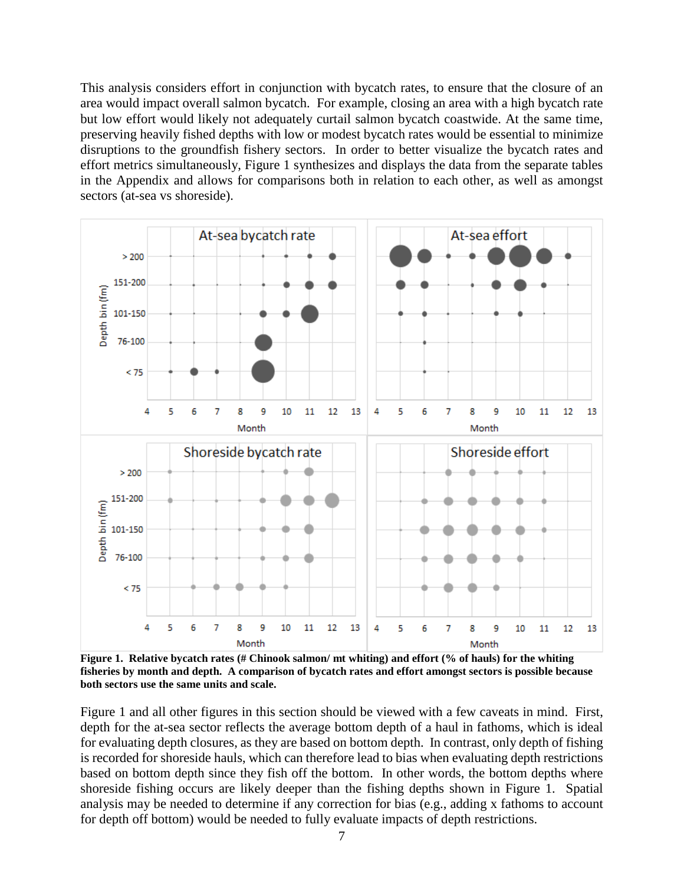This analysis considers effort in conjunction with bycatch rates, to ensure that the closure of an area would impact overall salmon bycatch. For example, closing an area with a high bycatch rate but low effort would likely not adequately curtail salmon bycatch coastwide. At the same time, preserving heavily fished depths with low or modest bycatch rates would be essential to minimize disruptions to the groundfish fishery sectors. In order to better visualize the bycatch rates and effort metrics simultaneously, Figure 1 synthesizes and displays the data from the separate tables in the Appendix and allows for comparisons both in relation to each other, as well as amongst sectors (at-sea vs shoreside).

**Figure 1. Relative bycatch rates (# Chinook salmon/ mt whiting) and effort (% of hauls) for the whiting fisheries by month and depth. A comparison of bycatch rates and effort amongst sectors is possible because both sectors use the same units and scale.**

Figure 1 and all other figures in this section should be viewed with a few caveats in mind. First, depth for the at-sea sector reflects the average bottom depth of a haul in fathoms, which is ideal for evaluating depth closures, as they are based on bottom depth. In contrast, only depth of fishing is recorded for shoreside hauls, which can therefore lead to bias when evaluating depth restrictions based on bottom depth since they fish off the bottom. In other words, the bottom depths where shoreside fishing occurs are likely deeper than the fishing depths shown in Figure 1. Spatial analysis may be needed to determine if any correction for bias (e.g., adding x fathoms to account for depth off bottom) would be needed to fully evaluate impacts of depth restrictions.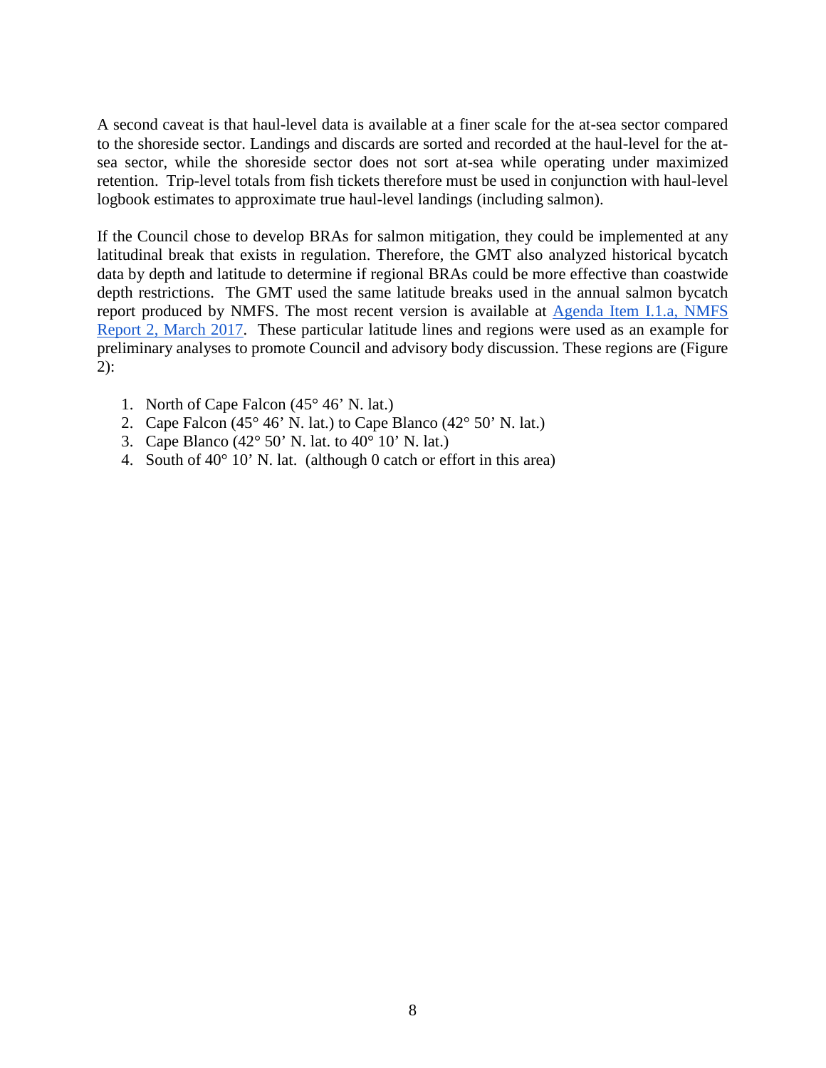A second caveat is that haul-level data is available at a finer scale for the at-sea sector compared to the shoreside sector. Landings and discards are sorted and recorded at the haul-level for the at-sea sector, while the shoreside sector does not sort at-sea while operating under maximized retention. Trip-level totals from fish tickets therefore must be used in conjunction with haul-level logbook estimates to approximate true haul-level landings (including salmon).

If the Council chose to develop BRAs for salmon mitigation, they could be implemented at any latitudinal break that exists in regulation. Therefore, the GMT also analyzed historical bycatch data by depth and latitude to determine if regional BRAs could be more effective than coastwide depth restrictions. The GMT used the same latitude breaks used in the annual salmon bycatch report produced by NMFS. The most recent version is available at [Agenda Item I.1.a, NMFS Report 2, March 2017](). These particular latitude lines and regions were used as an example for preliminary analyses to promote Council and advisory body discussion. These regions are (Figure 2):

1. North of Cape Falcon (45° 46' N. lat.)
2. Cape Falcon (45° 46' N. lat.) to Cape Blanco (42° 50' N. lat.)
3. Cape Blanco (42° 50' N. lat. to 40° 10' N. lat.)
4. South of 40° 10' N. lat. (although 0 catch or effort in this area)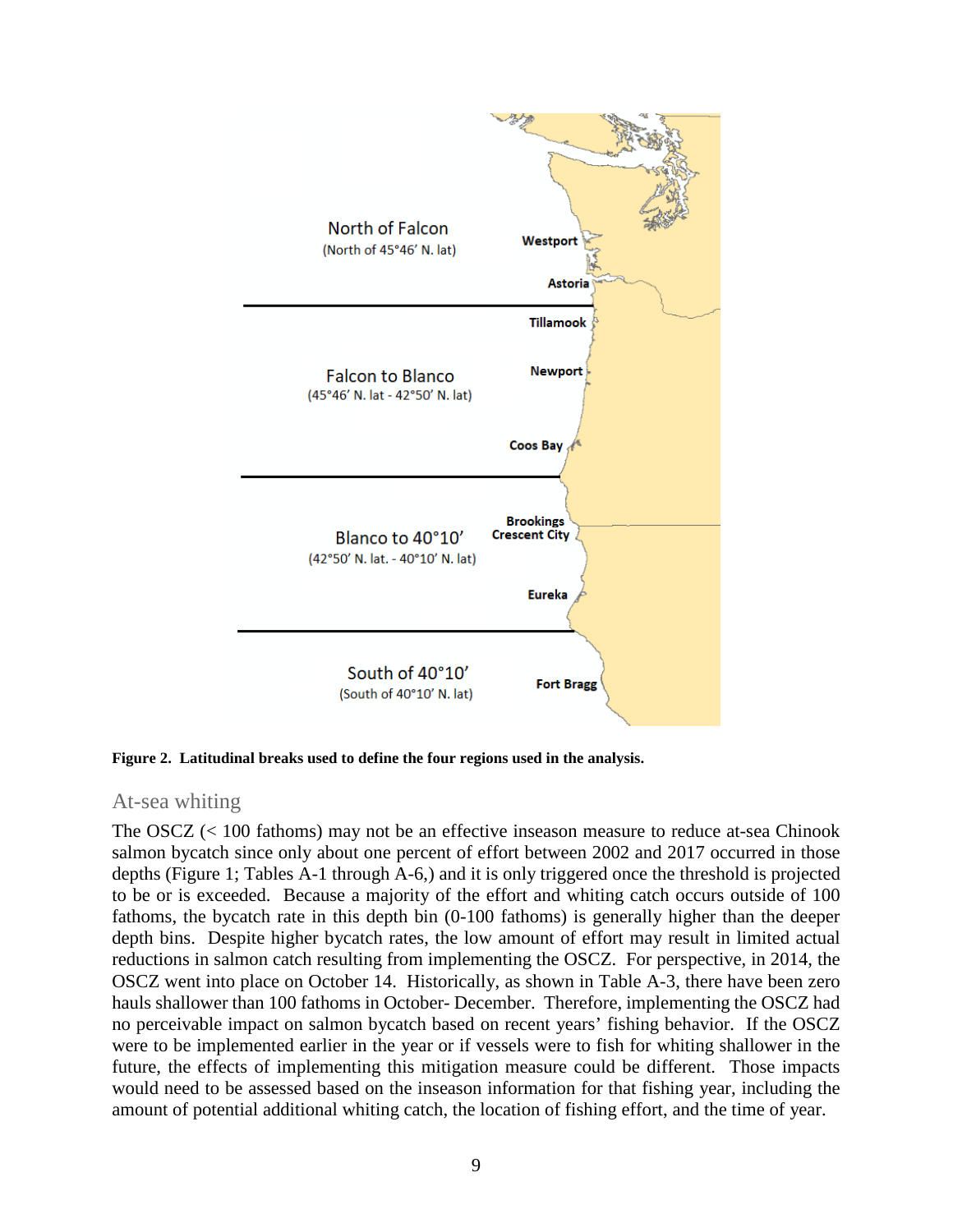**Figure 2. Latitudinal breaks used to define the four regions used in the analysis.**

## At-sea whiting

The OSCZ (< 100 fathoms) may not be an effective inseason measure to reduce at-sea Chinook salmon bycatch since only about one percent of effort between 2002 and 2017 occurred in those depths (Figure 1; Tables A-1 through A-6,) and it is only triggered once the threshold is projected to be or is exceeded. Because a majority of the effort and whiting catch occurs outside of 100 fathoms, the bycatch rate in this depth bin (0-100 fathoms) is generally higher than the deeper depth bins. Despite higher bycatch rates, the low amount of effort may result in limited actual reductions in salmon catch resulting from implementing the OSCZ. For perspective, in 2014, the OSCZ went into place on October 14. Historically, as shown in Table A-3, there have been zero hauls shallower than 100 fathoms in October- December. Therefore, implementing the OSCZ had no perceivable impact on salmon bycatch based on recent years' fishing behavior. If the OSCZ were to be implemented earlier in the year or if vessels were to fish for whiting shallower in the future, the effects of implementing this mitigation measure could be different. Those impacts would need to be assessed based on the inseason information for that fishing year, including the amount of potential additional whiting catch, the location of fishing effort, and the time of year.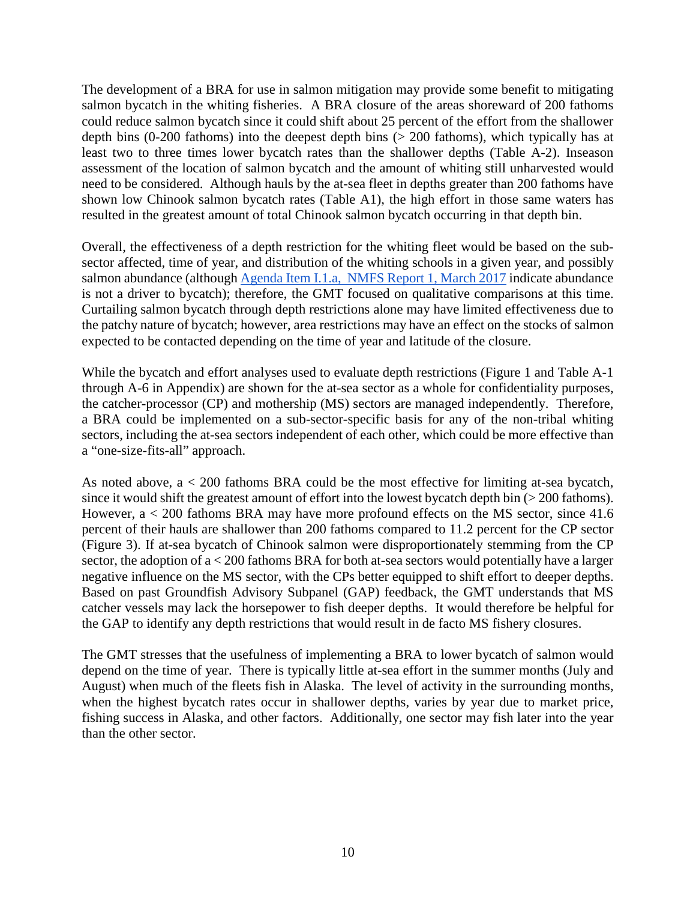The development of a BRA for use in salmon mitigation may provide some benefit to mitigating salmon bycatch in the whiting fisheries. A BRA closure of the areas shoreward of 200 fathoms could reduce salmon bycatch since it could shift about 25 percent of the effort from the shallower depth bins (0-200 fathoms) into the deepest depth bins (> 200 fathoms), which typically has at least two to three times lower bycatch rates than the shallower depths (Table A-2). Inseason assessment of the location of salmon bycatch and the amount of whiting still unharvested would need to be considered. Although hauls by the at-sea fleet in depths greater than 200 fathoms have shown low Chinook salmon bycatch rates (Table A1), the high effort in those same waters has resulted in the greatest amount of total Chinook salmon bycatch occurring in that depth bin.

Overall, the effectiveness of a depth restriction for the whiting fleet would be based on the sub-sector affected, time of year, and distribution of the whiting schools in a given year, and possibly salmon abundance (although [Agenda Item I.1.a, NMFS Report 1, March 2017] indicate abundance is not a driver to bycatch); therefore, the GMT focused on qualitative comparisons at this time. Curtailing salmon bycatch through depth restrictions alone may have limited effectiveness due to the patchy nature of bycatch; however, area restrictions may have an effect on the stocks of salmon expected to be contacted depending on the time of year and latitude of the closure.

While the bycatch and effort analyses used to evaluate depth restrictions (Figure 1 and Table A-1 through A-6 in Appendix) are shown for the at-sea sector as a whole for confidentiality purposes, the catcher-processor (CP) and mothership (MS) sectors are managed independently. Therefore, a BRA could be implemented on a sub-sector-specific basis for any of the non-tribal whiting sectors, including the at-sea sectors independent of each other, which could be more effective than a "one-size-fits-all" approach.

As noted above, a < 200 fathoms BRA could be the most effective for limiting at-sea bycatch, since it would shift the greatest amount of effort into the lowest bycatch depth bin (> 200 fathoms). However, a < 200 fathoms BRA may have more profound effects on the MS sector, since 41.6 percent of their hauls are shallower than 200 fathoms compared to 11.2 percent for the CP sector (Figure 3). If at-sea bycatch of Chinook salmon were disproportionately stemming from the CP sector, the adoption of a < 200 fathoms BRA for both at-sea sectors would potentially have a larger negative influence on the MS sector, with the CPs better equipped to shift effort to deeper depths. Based on past Groundfish Advisory Subpanel (GAP) feedback, the GMT understands that MS catcher vessels may lack the horsepower to fish deeper depths. It would therefore be helpful for the GAP to identify any depth restrictions that would result in de facto MS fishery closures.

The GMT stresses that the usefulness of implementing a BRA to lower bycatch of salmon would depend on the time of year. There is typically little at-sea effort in the summer months (July and August) when much of the fleets fish in Alaska. The level of activity in the surrounding months, when the highest bycatch rates occur in shallower depths, varies by year due to market price, fishing success in Alaska, and other factors. Additionally, one sector may fish later into the year than the other sector.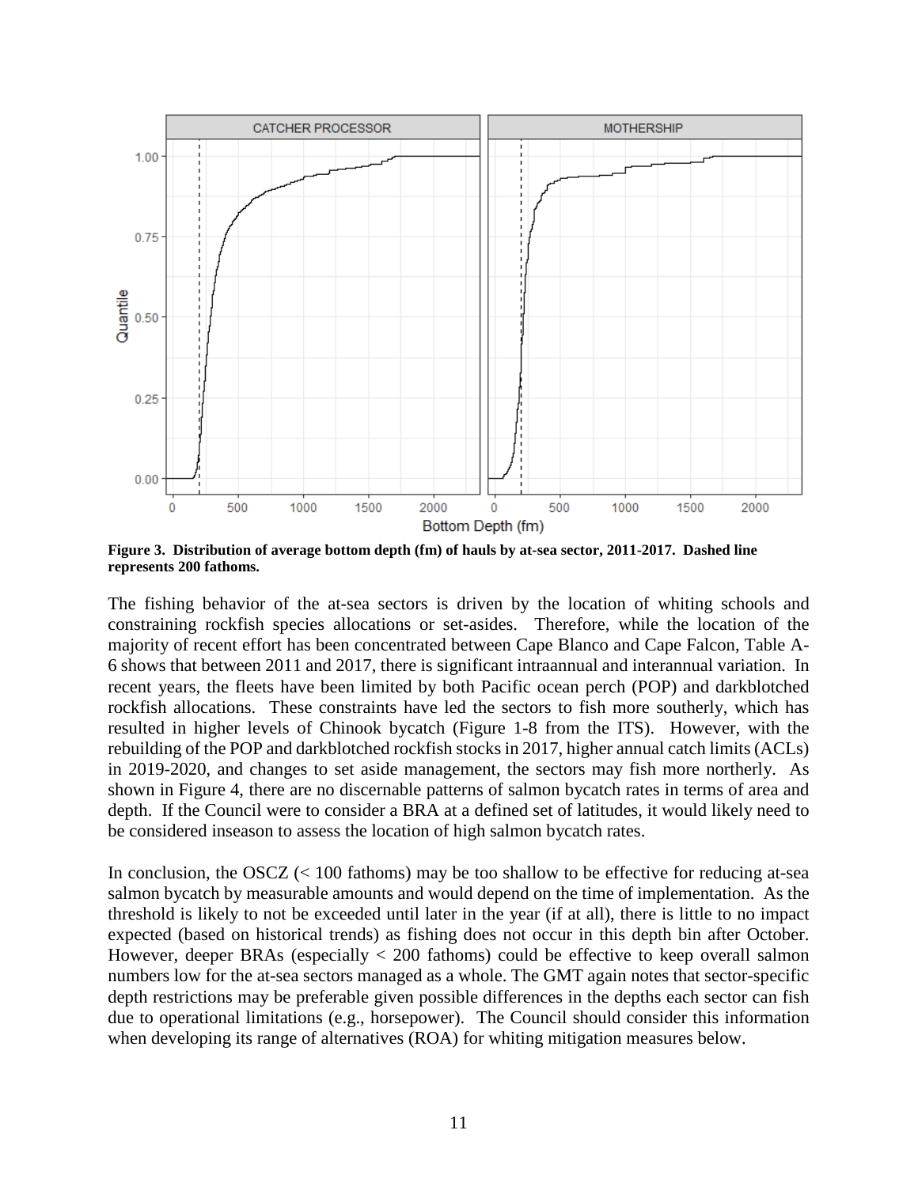Figure 3. Distribution of average bottom depth (fm) of hauls by at-sea sector, 2011-2017. Dashed line represents 200 fathoms.

The fishing behavior of the at-sea sectors is driven by the location of whiting schools and constraining rockfish species allocations or set-asides. Therefore, while the location of the majority of recent effort has been concentrated between Cape Blanco and Cape Falcon, Table A-6 shows that between 2011 and 2017, there is significant intraannual and interannual variation. In recent years, the fleets have been limited by both Pacific ocean perch (POP) and darkblotched rockfish allocations. These constraints have led the sectors to fish more southerly, which has resulted in higher levels of Chinook bycatch (Figure 1-8 from the ITS). However, with the rebuilding of the POP and darkblotched rockfish stocks in 2017, higher annual catch limits (ACLs) in 2019-2020, and changes to set aside management, the sectors may fish more northerly. As shown in Figure 4, there are no discernable patterns of salmon bycatch rates in terms of area and depth. If the Council were to consider a BRA at a defined set of latitudes, it would likely need to be considered inseason to assess the location of high salmon bycatch rates.

In conclusion, the OSCZ (< 100 fathoms) may be too shallow to be effective for reducing at-sea salmon bycatch by measurable amounts and would depend on the time of implementation. As the threshold is likely to not be exceeded until later in the year (if at all), there is little to no impact expected (based on historical trends) as fishing does not occur in this depth bin after October. However, deeper BRAs (especially < 200 fathoms) could be effective to keep overall salmon numbers low for the at-sea sectors managed as a whole. The GMT again notes that sector-specific depth restrictions may be preferable given possible differences in the depths each sector can fish due to operational limitations (e.g., horsepower). The Council should consider this information when developing its range of alternatives (ROA) for whiting mitigation measures below.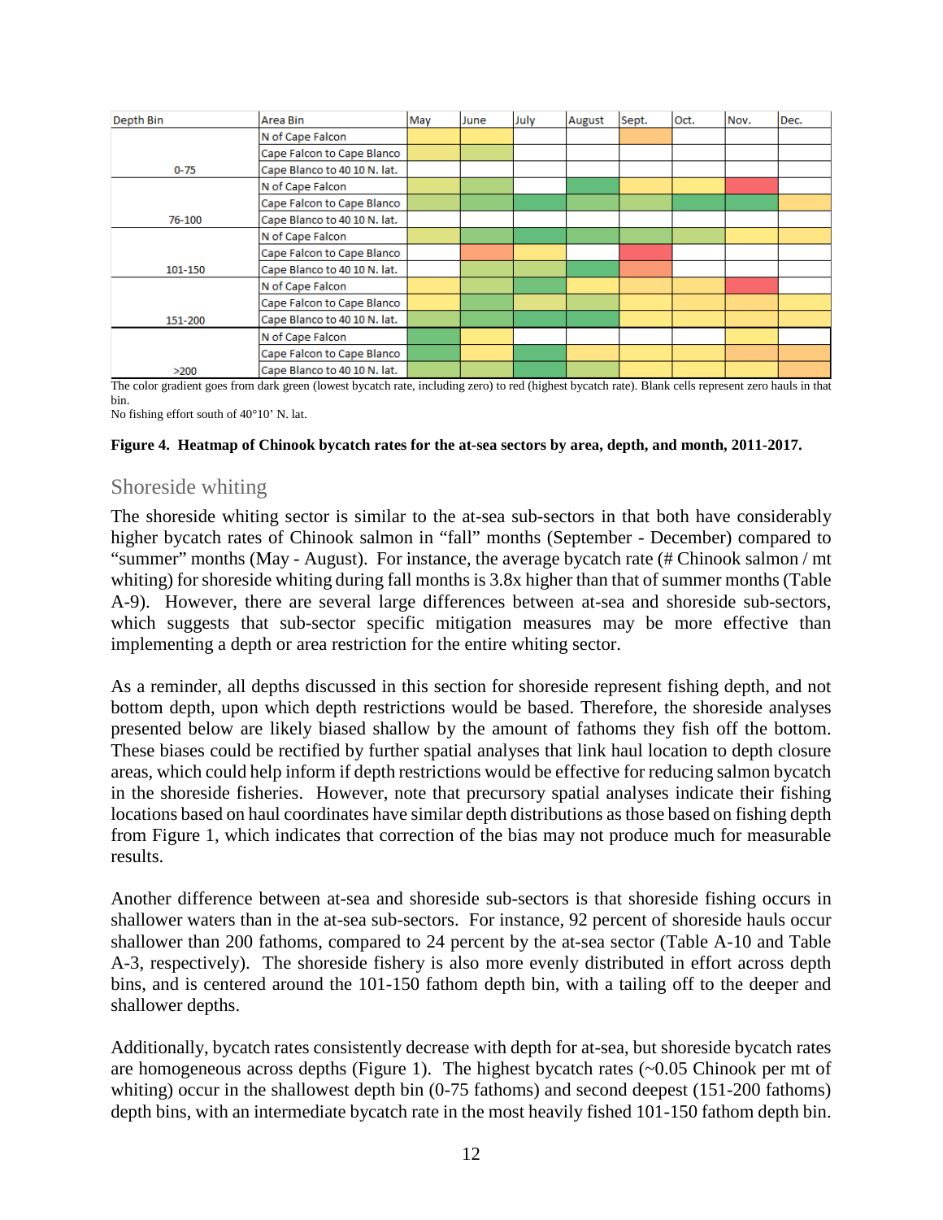| Depth Bin | Area Bin | May | June | July | August | Sept. | Oct. | Nov. | Dec. |
|---|---|---|---|---|---|---|---|---|---|
| 0-75 | N of Cape Falcon | | | | | | | | |
| | Cape Falcon to Cape Blanco | | | | | | | | |
| | Cape Blanco to 40 10 N. lat. | | | | | | | | |
| 76-100 | N of Cape Falcon | | | | | | | | |
| | Cape Falcon to Cape Blanco | | | | | | | | |
| | Cape Blanco to 40 10 N. lat. | | | | | | | | |
| 101-150 | N of Cape Falcon | | | | | | | | |
| | Cape Falcon to Cape Blanco | | | | | | | | |
| | Cape Blanco to 40 10 N. lat. | | | | | | | | |
| 151-200 | N of Cape Falcon | | | | | | | | |
| | Cape Falcon to Cape Blanco | | | | | | | | |
| | Cape Blanco to 40 10 N. lat. | | | | | | | | |
| >200 | N of Cape Falcon | | | | | | | | |
| | Cape Falcon to Cape Blanco | | | | | | | | |
| | Cape Blanco to 40 10 N. lat. | | | | | | | | |

The color gradient goes from dark green (lowest bycatch rate, including zero) to red (highest bycatch rate). Blank cells represent zero hauls in that bin.
No fishing effort south of 40°10' N. lat.

**Figure 4. Heatmap of Chinook bycatch rates for the at-sea sectors by area, depth, and month, 2011-2017.**

## Shoreside whiting

The shoreside whiting sector is similar to the at-sea sub-sectors in that both have considerably higher bycatch rates of Chinook salmon in "fall" months (September - December) compared to "summer" months (May - August). For instance, the average bycatch rate (# Chinook salmon / mt whiting) for shoreside whiting during fall months is 3.8x higher than that of summer months (Table A-9). However, there are several large differences between at-sea and shoreside sub-sectors, which suggests that sub-sector specific mitigation measures may be more effective than implementing a depth or area restriction for the entire whiting sector.

As a reminder, all depths discussed in this section for shoreside represent fishing depth, and not bottom depth, upon which depth restrictions would be based. Therefore, the shoreside analyses presented below are likely biased shallow by the amount of fathoms they fish off the bottom. These biases could be rectified by further spatial analyses that link haul location to depth closure areas, which could help inform if depth restrictions would be effective for reducing salmon bycatch in the shoreside fisheries. However, note that precursory spatial analyses indicate their fishing locations based on haul coordinates have similar depth distributions as those based on fishing depth from Figure 1, which indicates that correction of the bias may not produce much for measurable results.

Another difference between at-sea and shoreside sub-sectors is that shoreside fishing occurs in shallower waters than in the at-sea sub-sectors. For instance, 92 percent of shoreside hauls occur shallower than 200 fathoms, compared to 24 percent by the at-sea sector (Table A-10 and Table A-3, respectively). The shoreside fishery is also more evenly distributed in effort across depth bins, and is centered around the 101-150 fathom depth bin, with a tailing off to the deeper and shallower depths.

Additionally, bycatch rates consistently decrease with depth for at-sea, but shoreside bycatch rates are homogeneous across depths (Figure 1). The highest bycatch rates (~0.05 Chinook per mt of whiting) occur in the shallowest depth bin (0-75 fathoms) and second deepest (151-200 fathoms) depth bins, with an intermediate bycatch rate in the most heavily fished 101-150 fathom depth bin.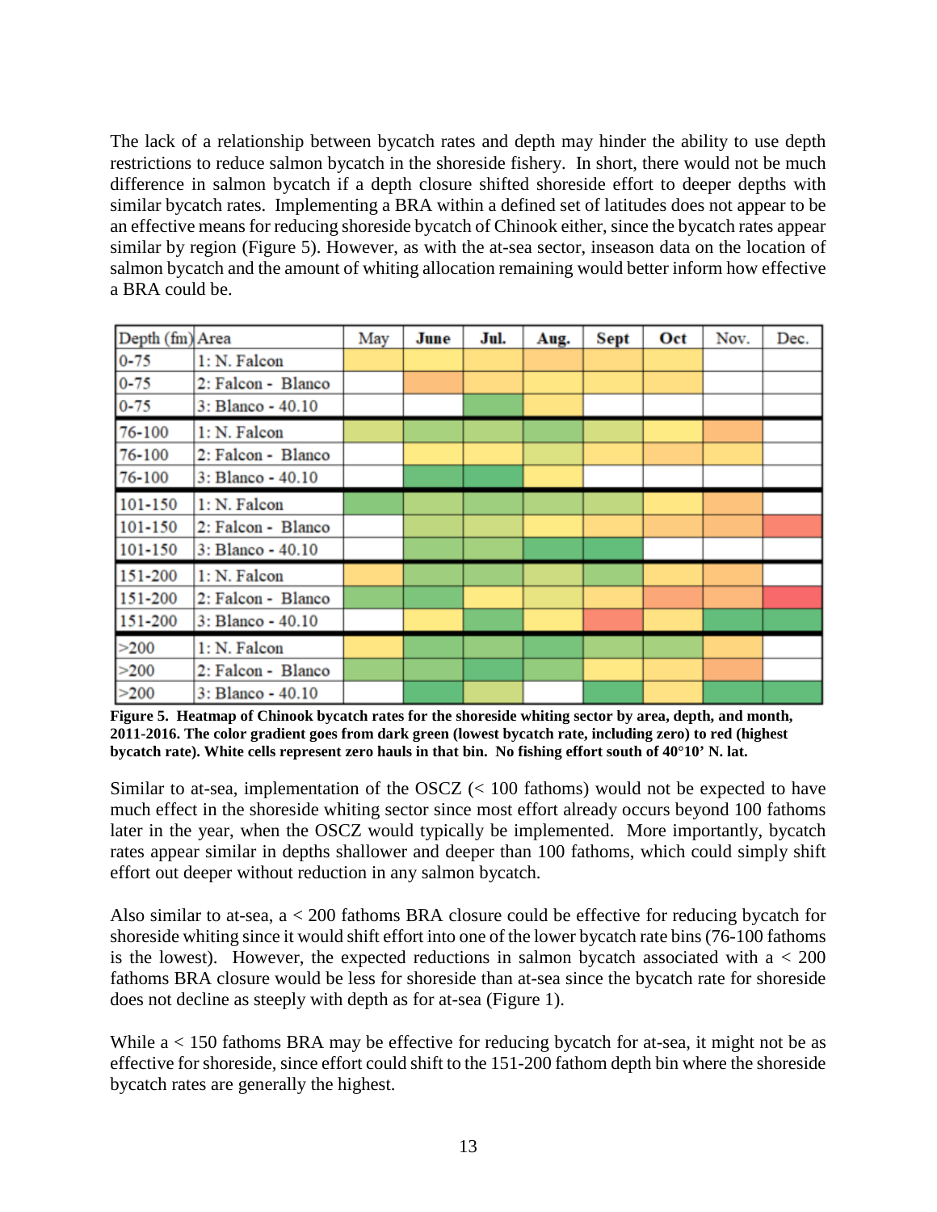The lack of a relationship between bycatch rates and depth may hinder the ability to use depth restrictions to reduce salmon bycatch in the shoreside fishery. In short, there would not be much difference in salmon bycatch if a depth closure shifted shoreside effort to deeper depths with similar bycatch rates. Implementing a BRA within a defined set of latitudes does not appear to be an effective means for reducing shoreside bycatch of Chinook either, since the bycatch rates appear similar by region (Figure 5). However, as with the at-sea sector, inseason data on the location of salmon bycatch and the amount of whiting allocation remaining would better inform how effective a BRA could be.

| Depth (fm) | Area | May | June | Jul. | Aug. | Sept | Oct | Nov. | Dec. |
|---|---|---|---|---|---|---|---|---|---|
| 0-75 | 1: N. Falcon | | | | | | | | |
| 0-75 | 2: Falcon - Blanco | | | | | | | | |
| 0-75 | 3: Blanco - 40.10 | | | | | | | | |
| 76-100 | 1: N. Falcon | | | | | | | | |
| 76-100 | 2: Falcon - Blanco | | | | | | | | |
| 76-100 | 3: Blanco - 40.10 | | | | | | | | |
| 101-150 | 1: N. Falcon | | | | | | | | |
| 101-150 | 2: Falcon - Blanco | | | | | | | | |
| 101-150 | 3: Blanco - 40.10 | | | | | | | | |
| 151-200 | 1: N. Falcon | | | | | | | | |
| 151-200 | 2: Falcon - Blanco | | | | | | | | |
| 151-200 | 3: Blanco - 40.10 | | | | | | | | |
| >200 | 1: N. Falcon | | | | | | | | |
| >200 | 2: Falcon - Blanco | | | | | | | | |
| >200 | 3: Blanco - 40.10 | | | | | | | | |

**Figure 5. Heatmap of Chinook bycatch rates for the shoreside whiting sector by area, depth, and month, 2011-2016. The color gradient goes from dark green (lowest bycatch rate, including zero) to red (highest bycatch rate). White cells represent zero hauls in that bin. No fishing effort south of 40°10' N. lat.**

Similar to at-sea, implementation of the OSCZ (< 100 fathoms) would not be expected to have much effect in the shoreside whiting sector since most effort already occurs beyond 100 fathoms later in the year, when the OSCZ would typically be implemented. More importantly, bycatch rates appear similar in depths shallower and deeper than 100 fathoms, which could simply shift effort out deeper without reduction in any salmon bycatch.

Also similar to at-sea, a < 200 fathoms BRA closure could be effective for reducing bycatch for shoreside whiting since it would shift effort into one of the lower bycatch rate bins (76-100 fathoms is the lowest). However, the expected reductions in salmon bycatch associated with a < 200 fathoms BRA closure would be less for shoreside than at-sea since the bycatch rate for shoreside does not decline as steeply with depth as for at-sea (Figure 1).

While a < 150 fathoms BRA may be effective for reducing bycatch for at-sea, it might not be as effective for shoreside, since effort could shift to the 151-200 fathom depth bin where the shoreside bycatch rates are generally the highest.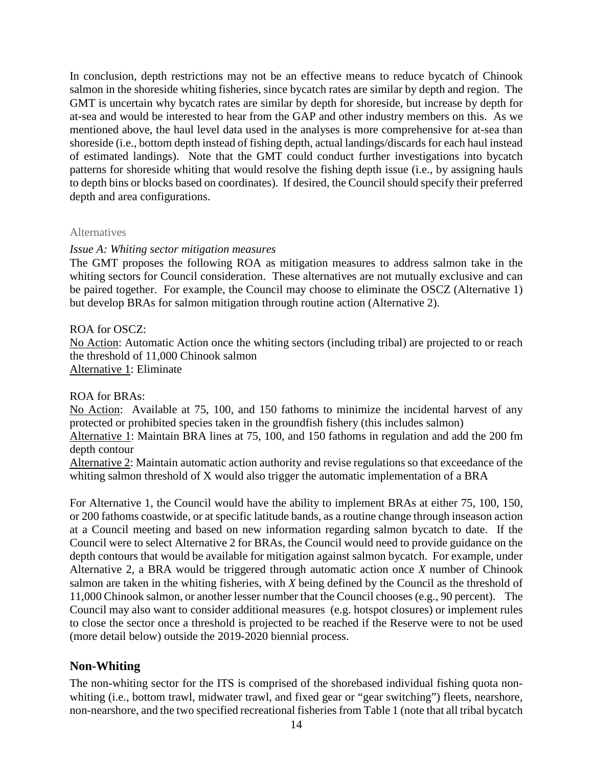In conclusion, depth restrictions may not be an effective means to reduce bycatch of Chinook salmon in the shoreside whiting fisheries, since bycatch rates are similar by depth and region. The GMT is uncertain why bycatch rates are similar by depth for shoreside, but increase by depth for at-sea and would be interested to hear from the GAP and other industry members on this. As we mentioned above, the haul level data used in the analyses is more comprehensive for at-sea than shoreside (i.e., bottom depth instead of fishing depth, actual landings/discards for each haul instead of estimated landings). Note that the GMT could conduct further investigations into bycatch patterns for shoreside whiting that would resolve the fishing depth issue (i.e., by assigning hauls to depth bins or blocks based on coordinates). If desired, the Council should specify their preferred depth and area configurations.

### Alternatives

*Issue A: Whiting sector mitigation measures*

The GMT proposes the following ROA as mitigation measures to address salmon take in the whiting sectors for Council consideration. These alternatives are not mutually exclusive and can be paired together. For example, the Council may choose to eliminate the OSCZ (Alternative 1) but develop BRAs for salmon mitigation through routine action (Alternative 2).

ROA for OSCZ:

No Action: Automatic Action once the whiting sectors (including tribal) are projected to or reach the threshold of 11,000 Chinook salmon

Alternative 1: Eliminate

ROA for BRAs:

No Action: Available at 75, 100, and 150 fathoms to minimize the incidental harvest of any protected or prohibited species taken in the groundfish fishery (this includes salmon)

Alternative 1: Maintain BRA lines at 75, 100, and 150 fathoms in regulation and add the 200 fm depth contour

Alternative 2: Maintain automatic action authority and revise regulations so that exceedance of the whiting salmon threshold of X would also trigger the automatic implementation of a BRA

For Alternative 1, the Council would have the ability to implement BRAs at either 75, 100, 150, or 200 fathoms coastwide, or at specific latitude bands, as a routine change through inseason action at a Council meeting and based on new information regarding salmon bycatch to date. If the Council were to select Alternative 2 for BRAs, the Council would need to provide guidance on the depth contours that would be available for mitigation against salmon bycatch. For example, under Alternative 2, a BRA would be triggered through automatic action once *X* number of Chinook salmon are taken in the whiting fisheries, with *X* being defined by the Council as the threshold of 11,000 Chinook salmon, or another lesser number that the Council chooses (e.g., 90 percent). The Council may also want to consider additional measures (e.g. hotspot closures) or implement rules to close the sector once a threshold is projected to be reached if the Reserve were to not be used (more detail below) outside the 2019-2020 biennial process.

## Non-Whiting

The non-whiting sector for the ITS is comprised of the shorebased individual fishing quota non-whiting (i.e., bottom trawl, midwater trawl, and fixed gear or "gear switching") fleets, nearshore, non-nearshore, and the two specified recreational fisheries from Table 1 (note that all tribal bycatch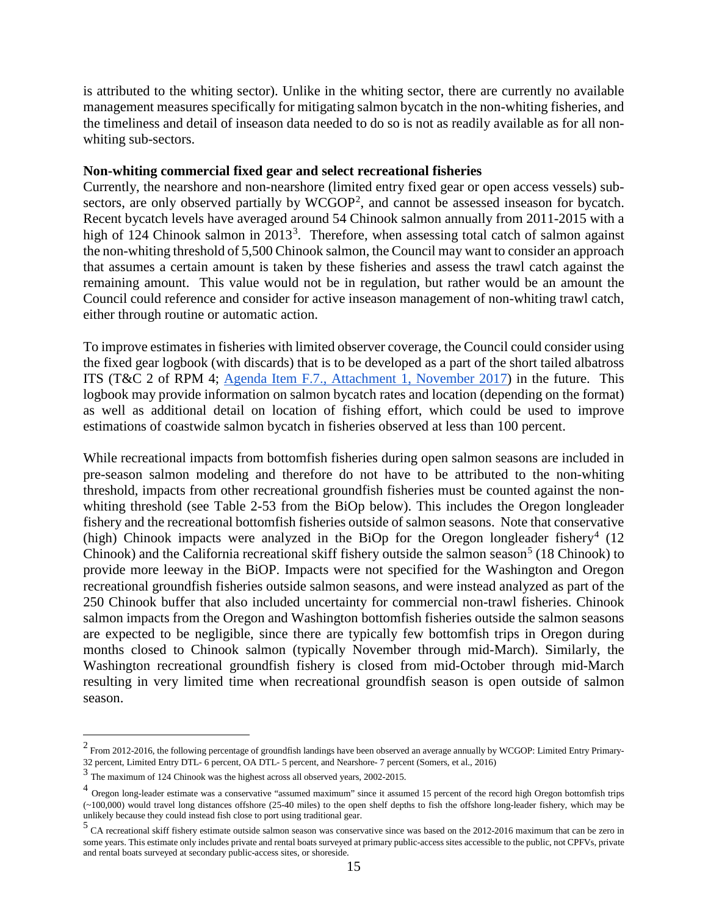is attributed to the whiting sector). Unlike in the whiting sector, there are currently no available management measures specifically for mitigating salmon bycatch in the non-whiting fisheries, and the timeliness and detail of inseason data needed to do so is not as readily available as for all non-whiting sub-sectors.

**Non-whiting commercial fixed gear and select recreational fisheries**

Currently, the nearshore and non-nearshore (limited entry fixed gear or open access vessels) sub-sectors, are only observed partially by WCGOP[2], and cannot be assessed inseason for bycatch. Recent bycatch levels have averaged around 54 Chinook salmon annually from 2011-2015 with a high of 124 Chinook salmon in 2013[3]. Therefore, when assessing total catch of salmon against the non-whiting threshold of 5,500 Chinook salmon, the Council may want to consider an approach that assumes a certain amount is taken by these fisheries and assess the trawl catch against the remaining amount. This value would not be in regulation, but rather would be an amount the Council could reference and consider for active inseason management of non-whiting trawl catch, either through routine or automatic action.

To improve estimates in fisheries with limited observer coverage, the Council could consider using the fixed gear logbook (with discards) that is to be developed as a part of the short tailed albatross ITS (T&C 2 of RPM 4; Agenda Item F.7., Attachment 1, November 2017) in the future. This logbook may provide information on salmon bycatch rates and location (depending on the format) as well as additional detail on location of fishing effort, which could be used to improve estimations of coastwide salmon bycatch in fisheries observed at less than 100 percent.

While recreational impacts from bottomfish fisheries during open salmon seasons are included in pre-season salmon modeling and therefore do not have to be attributed to the non-whiting threshold, impacts from other recreational groundfish fisheries must be counted against the non-whiting threshold (see Table 2-53 from the BiOp below). This includes the Oregon longleader fishery and the recreational bottomfish fisheries outside of salmon seasons. Note that conservative (high) Chinook impacts were analyzed in the BiOp for the Oregon longleader fishery[4] (12 Chinook) and the California recreational skiff fishery outside the salmon season[5] (18 Chinook) to provide more leeway in the BiOP. Impacts were not specified for the Washington and Oregon recreational groundfish fisheries outside salmon seasons, and were instead analyzed as part of the 250 Chinook buffer that also included uncertainty for commercial non-trawl fisheries. Chinook salmon impacts from the Oregon and Washington bottomfish fisheries outside the salmon seasons are expected to be negligible, since there are typically few bottomfish trips in Oregon during months closed to Chinook salmon (typically November through mid-March). Similarly, the Washington recreational groundfish fishery is closed from mid-October through mid-March resulting in very limited time when recreational groundfish season is open outside of salmon season.

---

[2] From 2012-2016, the following percentage of groundfish landings have been observed an average annually by WCGOP: Limited Entry Primary-32 percent, Limited Entry DTL- 6 percent, OA DTL- 5 percent, and Nearshore- 7 percent (Somers, et al., 2016)

[3] The maximum of 124 Chinook was the highest across all observed years, 2002-2015.

[4] Oregon long-leader estimate was a conservative "assumed maximum" since it assumed 15 percent of the record high Oregon bottomfish trips (~100,000) would travel long distances offshore (25-40 miles) to the open shelf depths to fish the offshore long-leader fishery, which may be unlikely because they could instead fish close to port using traditional gear.

[5] CA recreational skiff fishery estimate outside salmon season was conservative since was based on the 2012-2016 maximum that can be zero in some years. This estimate only includes private and rental boats surveyed at primary public-access sites accessible to the public, not CPFVs, private and rental boats surveyed at secondary public-access sites, or shoreside.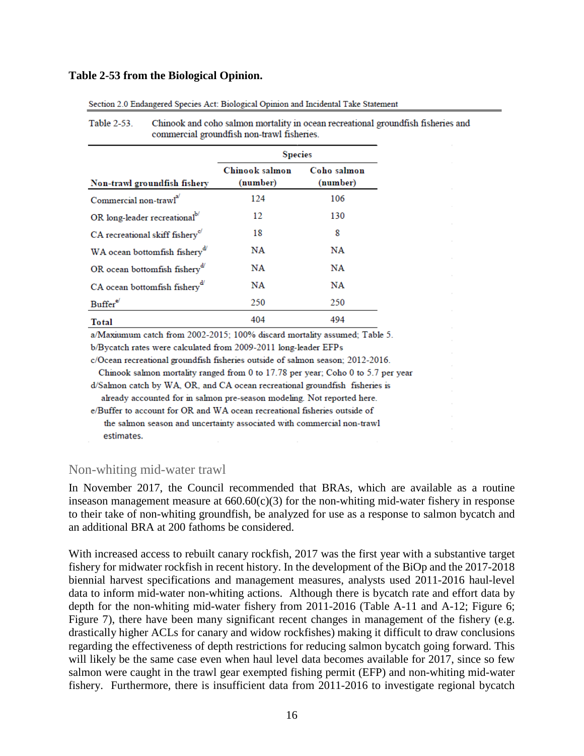**Table 2-53 from the Biological Opinion.**

Section 2.0 Endangered Species Act: Biological Opinion and Incidental Take Statement

Table 2-53. Chinook and coho salmon mortality in ocean recreational groundfish fisheries and commercial groundfish non-trawl fisheries.

| Non-trawl groundfish fishery | Species | |
|---|---|---|
| | Chinook salmon (number) | Coho salmon (number) |
| Commercial non-trawl[a/] | 124 | 106 |
| OR long-leader recreational[b/] | 12 | 130 |
| CA recreational skiff fishery[c/] | 18 | 8 |
| WA ocean bottomfish fishery[d/] | NA | NA |
| OR ocean bottomfish fishery[d/] | NA | NA |
| CA ocean bottomfish fishery[d/] | NA | NA |
| Buffer[e/] | 250 | 250 |
| **Total** | 404 | 494 |

a/Maxiumum catch from 2002-2015; 100% discard mortality assumed; Table 5.
b/Bycatch rates were calculated from 2009-2011 long-leader EFPs
c/Ocean recreational groundfish fisheries outside of salmon season; 2012-2016. Chinook salmon mortality ranged from 0 to 17.78 per year; Coho 0 to 5.7 per year
d/Salmon catch by WA, OR, and CA ocean recreational groundfish fisheries is already accounted for in salmon pre-season modeling. Not reported here.
e/Buffer to account for OR and WA ocean recreational fisheries outside of the salmon season and uncertainty associated with commercial non-trawl estimates.

## Non-whiting mid-water trawl

In November 2017, the Council recommended that BRAs, which are available as a routine inseason management measure at 660.60(c)(3) for the non-whiting mid-water fishery in response to their take of non-whiting groundfish, be analyzed for use as a response to salmon bycatch and an additional BRA at 200 fathoms be considered.

With increased access to rebuilt canary rockfish, 2017 was the first year with a substantive target fishery for midwater rockfish in recent history. In the development of the BiOp and the 2017-2018 biennial harvest specifications and management measures, analysts used 2011-2016 haul-level data to inform mid-water non-whiting actions. Although there is bycatch rate and effort data by depth for the non-whiting mid-water fishery from 2011-2016 (Table A-11 and A-12; Figure 6; Figure 7), there have been many significant recent changes in management of the fishery (e.g. drastically higher ACLs for canary and widow rockfishes) making it difficult to draw conclusions regarding the effectiveness of depth restrictions for reducing salmon bycatch going forward. This will likely be the same case even when haul level data becomes available for 2017, since so few salmon were caught in the trawl gear exempted fishing permit (EFP) and non-whiting mid-water fishery. Furthermore, there is insufficient data from 2011-2016 to investigate regional bycatch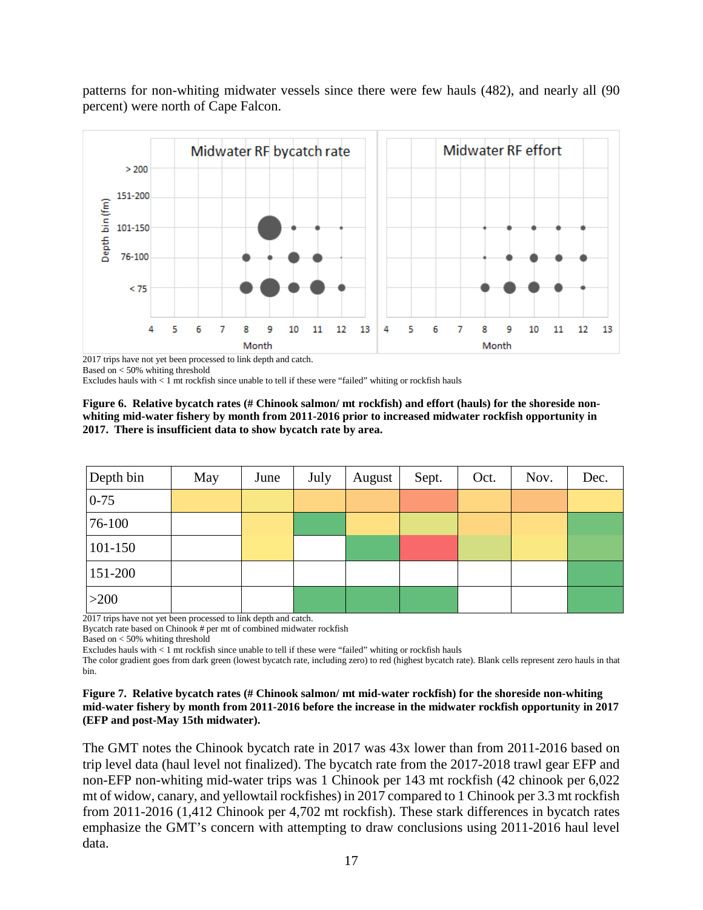patterns for non-whiting midwater vessels since there were few hauls (482), and nearly all (90 percent) were north of Cape Falcon.

2017 trips have not yet been processed to link depth and catch.
Based on < 50% whiting threshold
Excludes hauls with < 1 mt rockfish since unable to tell if these were "failed" whiting or rockfish hauls

**Figure 6. Relative bycatch rates (# Chinook salmon/ mt rockfish) and effort (hauls) for the shoreside non-whiting mid-water fishery by month from 2011-2016 prior to increased midwater rockfish opportunity in 2017. There is insufficient data to show bycatch rate by area.**

| Depth bin | May | June | July | August | Sept. | Oct. | Nov. | Dec. |
|---|---|---|---|---|---|---|---|---|
| 0-75 | | | | | | | | |
| 76-100 | | | | | | | | |
| 101-150 | | | | | | | | |
| 151-200 | | | | | | | | |
| >200 | | | | | | | | |

2017 trips have not yet been processed to link depth and catch.
Bycatch rate based on Chinook # per mt of combined midwater rockfish
Based on < 50% whiting threshold
Excludes hauls with < 1 mt rockfish since unable to tell if these were "failed" whiting or rockfish hauls
The color gradient goes from dark green (lowest bycatch rate, including zero) to red (highest bycatch rate). Blank cells represent zero hauls in that bin.

**Figure 7. Relative bycatch rates (# Chinook salmon/ mt mid-water rockfish) for the shoreside non-whiting mid-water fishery by month from 2011-2016 before the increase in the midwater rockfish opportunity in 2017 (EFP and post-May 15th midwater).**

The GMT notes the Chinook bycatch rate in 2017 was 43x lower than from 2011-2016 based on trip level data (haul level not finalized). The bycatch rate from the 2017-2018 trawl gear EFP and non-EFP non-whiting mid-water trips was 1 Chinook per 143 mt rockfish (42 chinook per 6,022 mt of widow, canary, and yellowtail rockfishes) in 2017 compared to 1 Chinook per 3.3 mt rockfish from 2011-2016 (1,412 Chinook per 4,702 mt rockfish). These stark differences in bycatch rates emphasize the GMT's concern with attempting to draw conclusions using 2011-2016 haul level data.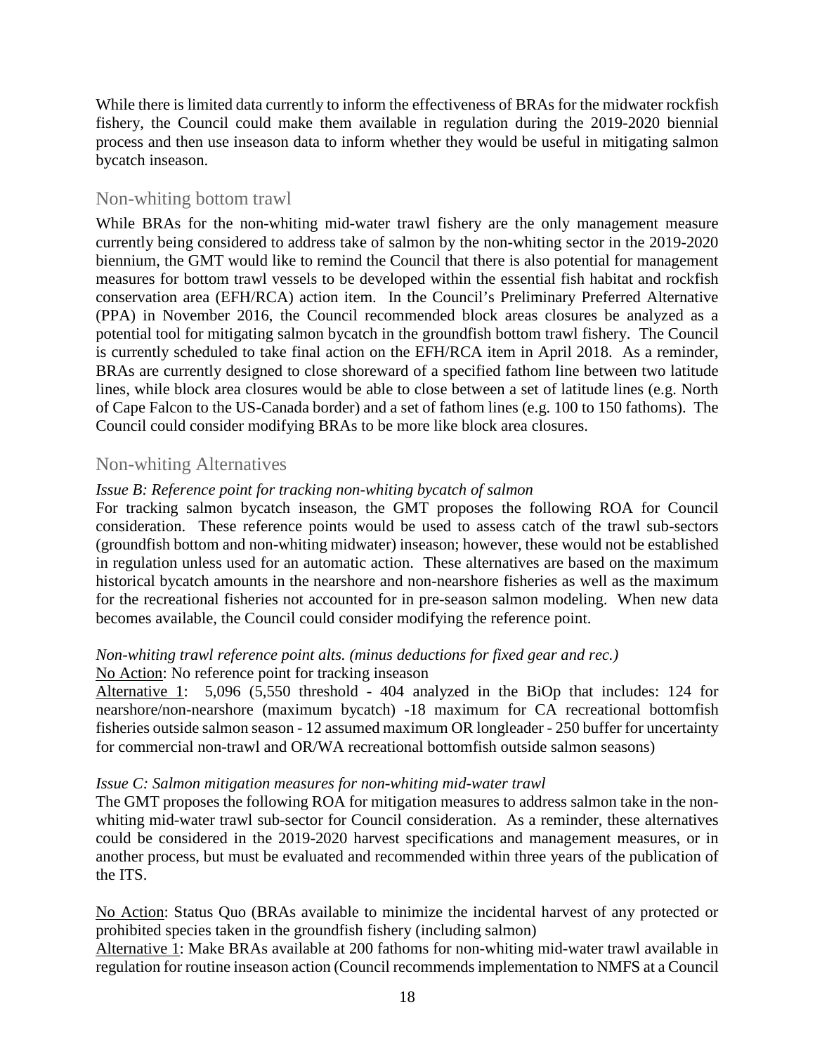While there is limited data currently to inform the effectiveness of BRAs for the midwater rockfish fishery, the Council could make them available in regulation during the 2019-2020 biennial process and then use inseason data to inform whether they would be useful in mitigating salmon bycatch inseason.

## Non-whiting bottom trawl

While BRAs for the non-whiting mid-water trawl fishery are the only management measure currently being considered to address take of salmon by the non-whiting sector in the 2019-2020 biennium, the GMT would like to remind the Council that there is also potential for management measures for bottom trawl vessels to be developed within the essential fish habitat and rockfish conservation area (EFH/RCA) action item. In the Council's Preliminary Preferred Alternative (PPA) in November 2016, the Council recommended block areas closures be analyzed as a potential tool for mitigating salmon bycatch in the groundfish bottom trawl fishery. The Council is currently scheduled to take final action on the EFH/RCA item in April 2018. As a reminder, BRAs are currently designed to close shoreward of a specified fathom line between two latitude lines, while block area closures would be able to close between a set of latitude lines (e.g. North of Cape Falcon to the US-Canada border) and a set of fathom lines (e.g. 100 to 150 fathoms). The Council could consider modifying BRAs to be more like block area closures.

## Non-whiting Alternatives

*Issue B: Reference point for tracking non-whiting bycatch of salmon*

For tracking salmon bycatch inseason, the GMT proposes the following ROA for Council consideration. These reference points would be used to assess catch of the trawl sub-sectors (groundfish bottom and non-whiting midwater) inseason; however, these would not be established in regulation unless used for an automatic action. These alternatives are based on the maximum historical bycatch amounts in the nearshore and non-nearshore fisheries as well as the maximum for the recreational fisheries not accounted for in pre-season salmon modeling. When new data becomes available, the Council could consider modifying the reference point.

*Non-whiting trawl reference point alts. (minus deductions for fixed gear and rec.)*

No Action: No reference point for tracking inseason

Alternative 1: 5,096 (5,550 threshold - 404 analyzed in the BiOp that includes: 124 for nearshore/non-nearshore (maximum bycatch) -18 maximum for CA recreational bottomfish fisheries outside salmon season - 12 assumed maximum OR longleader - 250 buffer for uncertainty for commercial non-trawl and OR/WA recreational bottomfish outside salmon seasons)

*Issue C: Salmon mitigation measures for non-whiting mid-water trawl*

The GMT proposes the following ROA for mitigation measures to address salmon take in the non-whiting mid-water trawl sub-sector for Council consideration. As a reminder, these alternatives could be considered in the 2019-2020 harvest specifications and management measures, or in another process, but must be evaluated and recommended within three years of the publication of the ITS.

No Action: Status Quo (BRAs available to minimize the incidental harvest of any protected or prohibited species taken in the groundfish fishery (including salmon)

Alternative 1: Make BRAs available at 200 fathoms for non-whiting mid-water trawl available in regulation for routine inseason action (Council recommends implementation to NMFS at a Council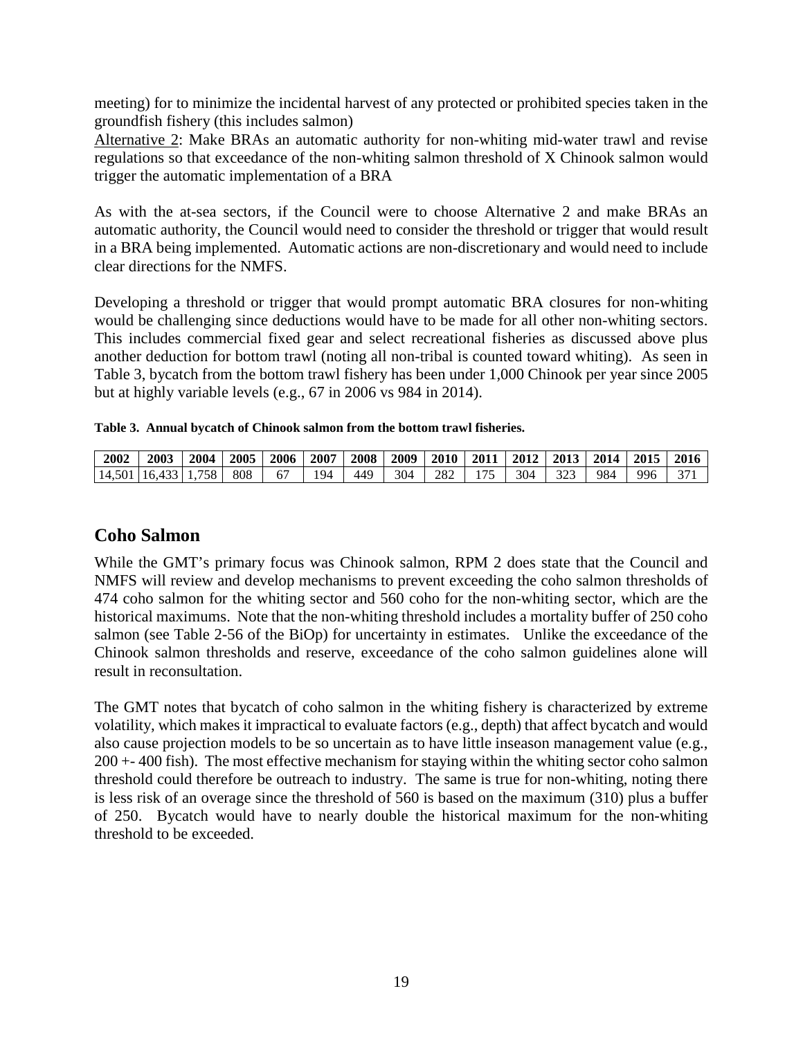meeting) for to minimize the incidental harvest of any protected or prohibited species taken in the groundfish fishery (this includes salmon)

Alternative 2: Make BRAs an automatic authority for non-whiting mid-water trawl and revise regulations so that exceedance of the non-whiting salmon threshold of X Chinook salmon would trigger the automatic implementation of a BRA

As with the at-sea sectors, if the Council were to choose Alternative 2 and make BRAs an automatic authority, the Council would need to consider the threshold or trigger that would result in a BRA being implemented. Automatic actions are non-discretionary and would need to include clear directions for the NMFS.

Developing a threshold or trigger that would prompt automatic BRA closures for non-whiting would be challenging since deductions would have to be made for all other non-whiting sectors. This includes commercial fixed gear and select recreational fisheries as discussed above plus another deduction for bottom trawl (noting all non-tribal is counted toward whiting). As seen in Table 3, bycatch from the bottom trawl fishery has been under 1,000 Chinook per year since 2005 but at highly variable levels (e.g., 67 in 2006 vs 984 in 2014).

**Table 3. Annual bycatch of Chinook salmon from the bottom trawl fisheries.**

| 2002 | 2003 | 2004 | 2005 | 2006 | 2007 | 2008 | 2009 | 2010 | 2011 | 2012 | 2013 | 2014 | 2015 | 2016 |
|---|---|---|---|---|---|---|---|---|---|---|---|---|---|---|
| 14,501 | 16,433 | 1,758 | 808 | 67 | 194 | 449 | 304 | 282 | 175 | 304 | 323 | 984 | 996 | 371 |

## Coho Salmon

While the GMT's primary focus was Chinook salmon, RPM 2 does state that the Council and NMFS will review and develop mechanisms to prevent exceeding the coho salmon thresholds of 474 coho salmon for the whiting sector and 560 coho for the non-whiting sector, which are the historical maximums. Note that the non-whiting threshold includes a mortality buffer of 250 coho salmon (see Table 2-56 of the BiOp) for uncertainty in estimates. Unlike the exceedance of the Chinook salmon thresholds and reserve, exceedance of the coho salmon guidelines alone will result in reconsultation.

The GMT notes that bycatch of coho salmon in the whiting fishery is characterized by extreme volatility, which makes it impractical to evaluate factors (e.g., depth) that affect bycatch and would also cause projection models to be so uncertain as to have little inseason management value (e.g., 200 +- 400 fish). The most effective mechanism for staying within the whiting sector coho salmon threshold could therefore be outreach to industry. The same is true for non-whiting, noting there is less risk of an overage since the threshold of 560 is based on the maximum (310) plus a buffer of 250. Bycatch would have to nearly double the historical maximum for the non-whiting threshold to be exceeded.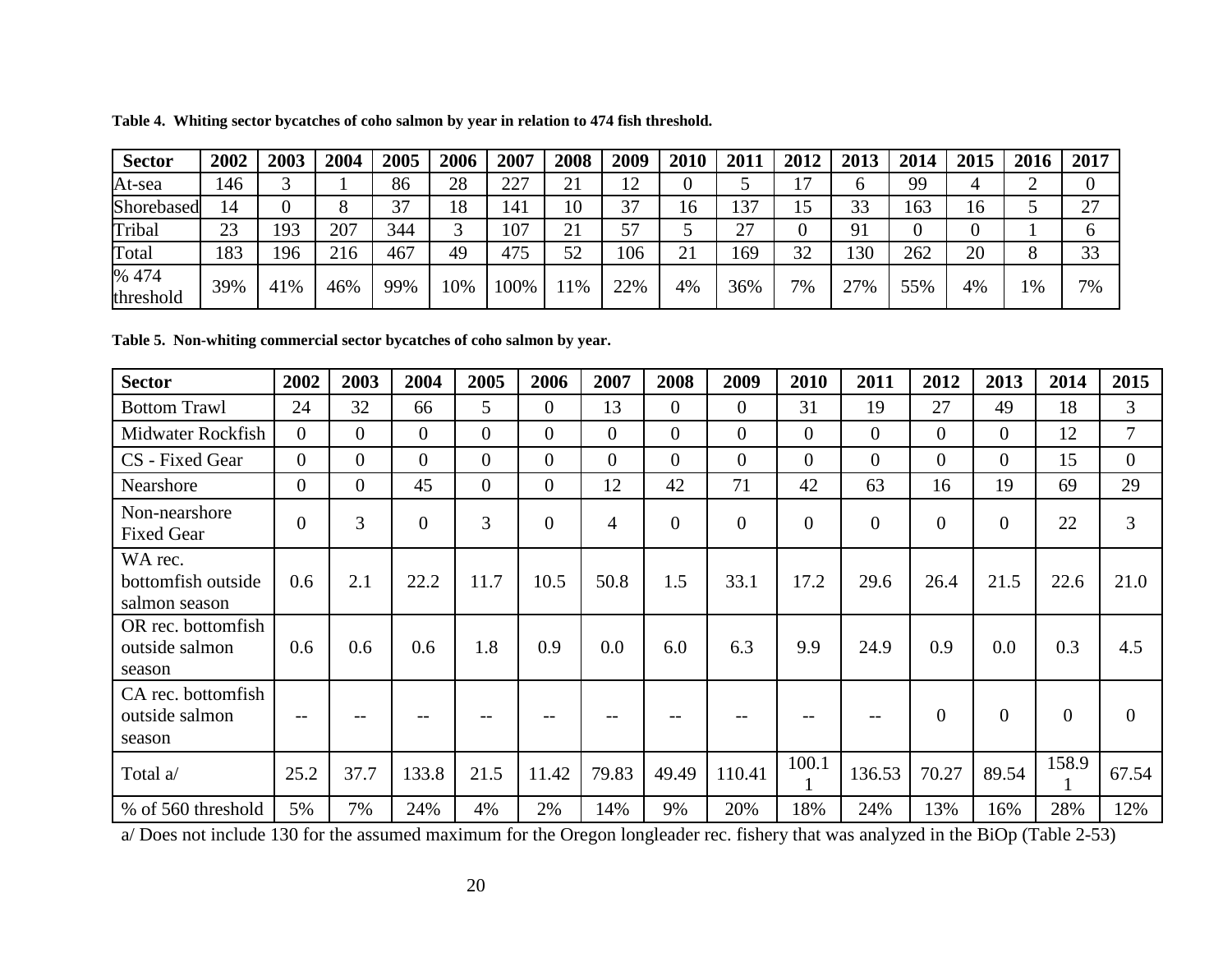**Table 4. Whiting sector bycatches of coho salmon by year in relation to 474 fish threshold.**

| Sector | 2002 | 2003 | 2004 | 2005 | 2006 | 2007 | 2008 | 2009 | 2010 | 2011 | 2012 | 2013 | 2014 | 2015 | 2016 | 2017 |
|---|---|---|---|---|---|---|---|---|---|---|---|---|---|---|---|---|
| At-sea | 146 | 3 | 1 | 86 | 28 | 227 | 21 | 12 | 0 | 5 | 17 | 6 | 99 | 4 | 2 | 0 |
| Shorebased | 14 | 0 | 8 | 37 | 18 | 141 | 10 | 37 | 16 | 137 | 15 | 33 | 163 | 16 | 5 | 27 |
| Tribal | 23 | 193 | 207 | 344 | 3 | 107 | 21 | 57 | 5 | 27 | 0 | 91 | 0 | 0 | 1 | 6 |
| Total | 183 | 196 | 216 | 467 | 49 | 475 | 52 | 106 | 21 | 169 | 32 | 130 | 262 | 20 | 8 | 33 |
| % 474 threshold | 39% | 41% | 46% | 99% | 10% | 100% | 11% | 22% | 4% | 36% | 7% | 27% | 55% | 4% | 1% | 7% |

**Table 5. Non-whiting commercial sector bycatches of coho salmon by year.**

| Sector | 2002 | 2003 | 2004 | 2005 | 2006 | 2007 | 2008 | 2009 | 2010 | 2011 | 2012 | 2013 | 2014 | 2015 |
|---|---|---|---|---|---|---|---|---|---|---|---|---|---|---|
| Bottom Trawl | 24 | 32 | 66 | 5 | 0 | 13 | 0 | 0 | 31 | 19 | 27 | 49 | 18 | 3 |
| Midwater Rockfish | 0 | 0 | 0 | 0 | 0 | 0 | 0 | 0 | 0 | 0 | 0 | 0 | 12 | 7 |
| CS - Fixed Gear | 0 | 0 | 0 | 0 | 0 | 0 | 0 | 0 | 0 | 0 | 0 | 0 | 15 | 0 |
| Nearshore | 0 | 0 | 45 | 0 | 0 | 12 | 42 | 71 | 42 | 63 | 16 | 19 | 69 | 29 |
| Non-nearshore Fixed Gear | 0 | 3 | 0 | 3 | 0 | 4 | 0 | 0 | 0 | 0 | 0 | 0 | 22 | 3 |
| WA rec. bottomfish outside salmon season | 0.6 | 2.1 | 22.2 | 11.7 | 10.5 | 50.8 | 1.5 | 33.1 | 17.2 | 29.6 | 26.4 | 21.5 | 22.6 | 21.0 |
| OR rec. bottomfish outside salmon season | 0.6 | 0.6 | 0.6 | 1.8 | 0.9 | 0.0 | 6.0 | 6.3 | 9.9 | 24.9 | 0.9 | 0.0 | 0.3 | 4.5 |
| CA rec. bottomfish outside salmon season | -- | -- | -- | -- | -- | -- | -- | -- | -- | -- | 0 | 0 | 0 | 0 |
| Total a/ | 25.2 | 37.7 | 133.8 | 21.5 | 11.42 | 79.83 | 49.49 | 110.41 | 100.11 | 136.53 | 70.27 | 89.54 | 158.91 | 67.54 |
| % of 560 threshold | 5% | 7% | 24% | 4% | 2% | 14% | 9% | 20% | 18% | 24% | 13% | 16% | 28% | 12% |

a/ Does not include 130 for the assumed maximum for the Oregon longleader rec. fishery that was analyzed in the BiOp (Table 2-53)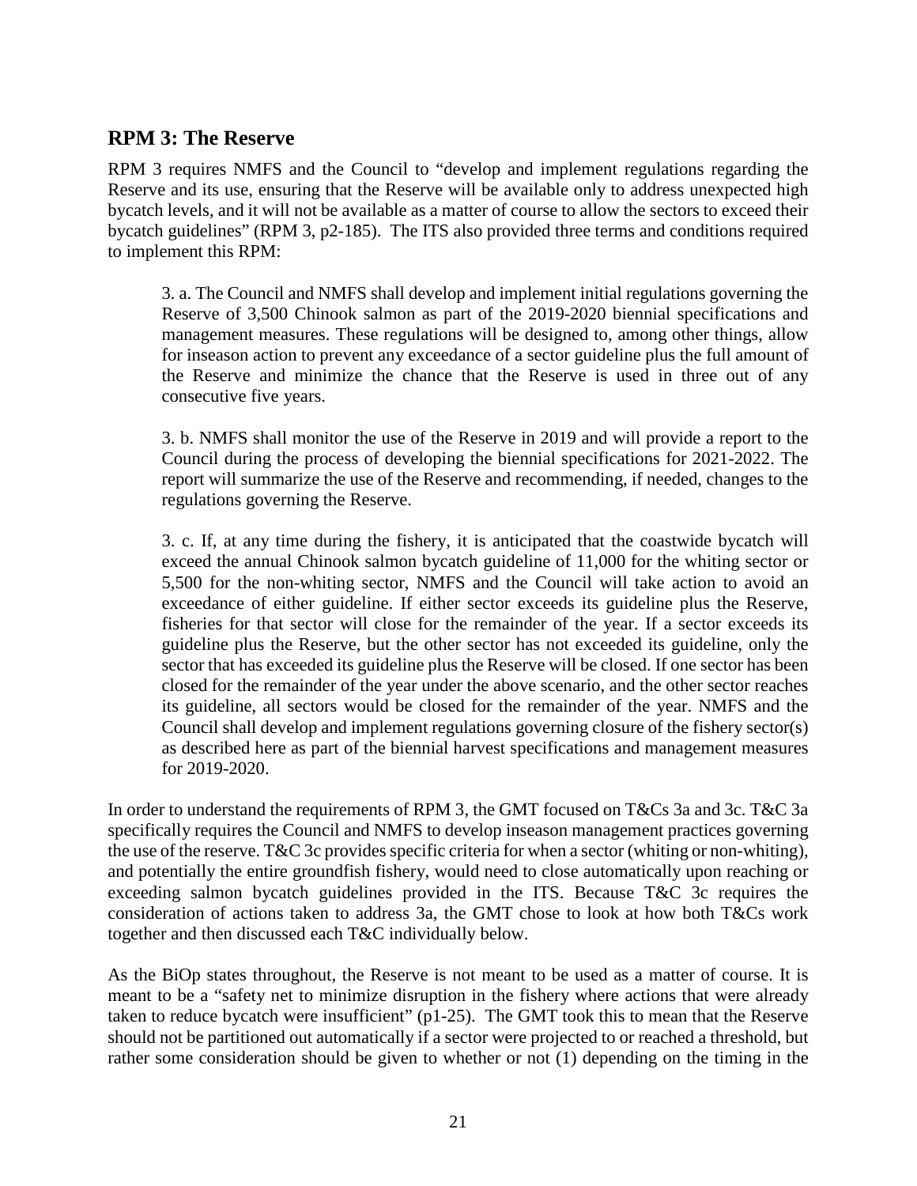## RPM 3: The Reserve

RPM 3 requires NMFS and the Council to "develop and implement regulations regarding the Reserve and its use, ensuring that the Reserve will be available only to address unexpected high bycatch levels, and it will not be available as a matter of course to allow the sectors to exceed their bycatch guidelines" (RPM 3, p2-185). The ITS also provided three terms and conditions required to implement this RPM:

> 3. a. The Council and NMFS shall develop and implement initial regulations governing the Reserve of 3,500 Chinook salmon as part of the 2019-2020 biennial specifications and management measures. These regulations will be designed to, among other things, allow for inseason action to prevent any exceedance of a sector guideline plus the full amount of the Reserve and minimize the chance that the Reserve is used in three out of any consecutive five years.
>
> 3. b. NMFS shall monitor the use of the Reserve in 2019 and will provide a report to the Council during the process of developing the biennial specifications for 2021-2022. The report will summarize the use of the Reserve and recommending, if needed, changes to the regulations governing the Reserve.
>
> 3. c. If, at any time during the fishery, it is anticipated that the coastwide bycatch will exceed the annual Chinook salmon bycatch guideline of 11,000 for the whiting sector or 5,500 for the non-whiting sector, NMFS and the Council will take action to avoid an exceedance of either guideline. If either sector exceeds its guideline plus the Reserve, fisheries for that sector will close for the remainder of the year. If a sector exceeds its guideline plus the Reserve, but the other sector has not exceeded its guideline, only the sector that has exceeded its guideline plus the Reserve will be closed. If one sector has been closed for the remainder of the year under the above scenario, and the other sector reaches its guideline, all sectors would be closed for the remainder of the year. NMFS and the Council shall develop and implement regulations governing closure of the fishery sector(s) as described here as part of the biennial harvest specifications and management measures for 2019-2020.

In order to understand the requirements of RPM 3, the GMT focused on T&Cs 3a and 3c. T&C 3a specifically requires the Council and NMFS to develop inseason management practices governing the use of the reserve. T&C 3c provides specific criteria for when a sector (whiting or non-whiting), and potentially the entire groundfish fishery, would need to close automatically upon reaching or exceeding salmon bycatch guidelines provided in the ITS. Because T&C 3c requires the consideration of actions taken to address 3a, the GMT chose to look at how both T&Cs work together and then discussed each T&C individually below.

As the BiOp states throughout, the Reserve is not meant to be used as a matter of course. It is meant to be a "safety net to minimize disruption in the fishery where actions that were already taken to reduce bycatch were insufficient" (p1-25). The GMT took this to mean that the Reserve should not be partitioned out automatically if a sector were projected to or reached a threshold, but rather some consideration should be given to whether or not (1) depending on the timing in the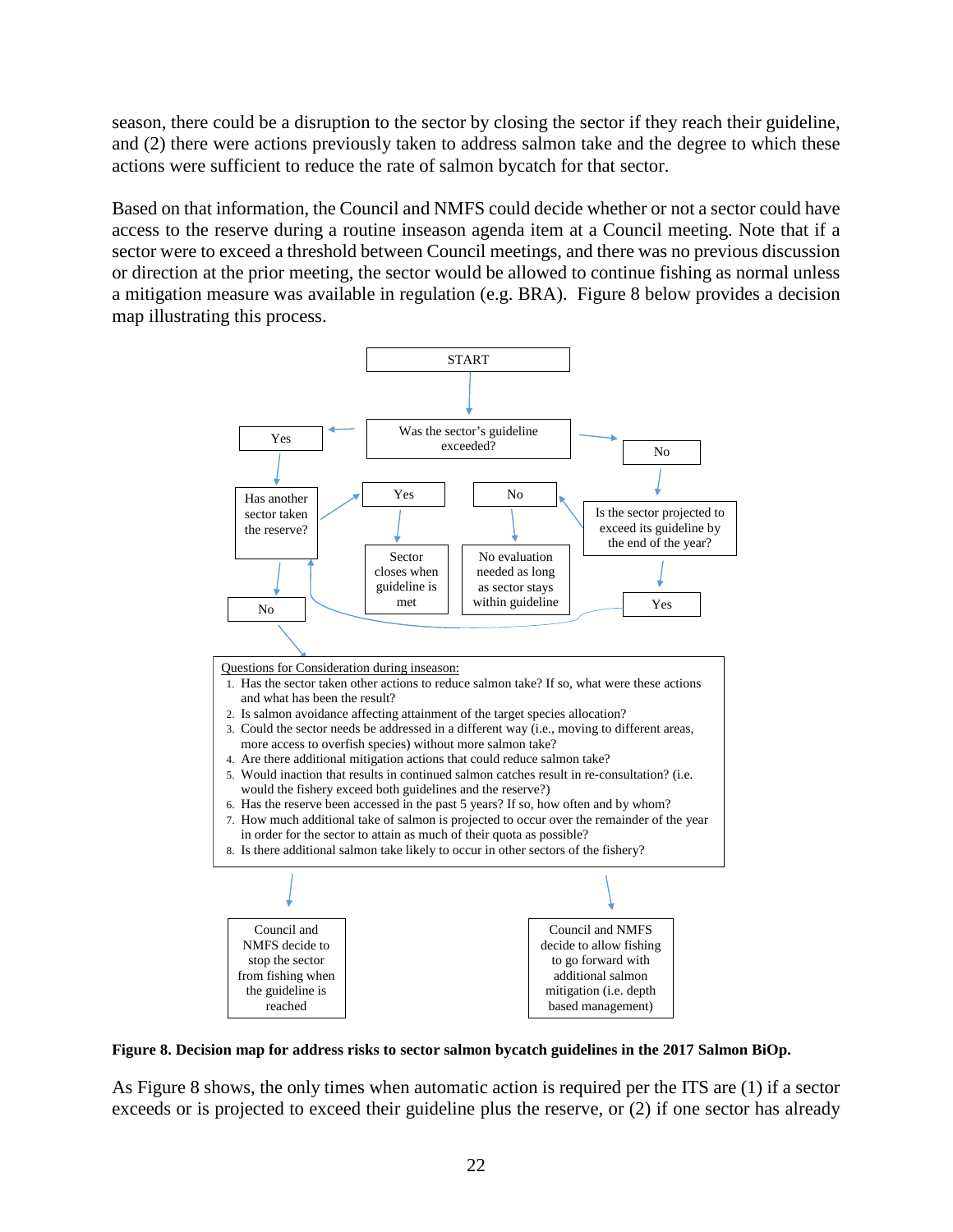season, there could be a disruption to the sector by closing the sector if they reach their guideline, and (2) there were actions previously taken to address salmon take and the degree to which these actions were sufficient to reduce the rate of salmon bycatch for that sector.

Based on that information, the Council and NMFS could decide whether or not a sector could have access to the reserve during a routine inseason agenda item at a Council meeting. Note that if a sector were to exceed a threshold between Council meetings, and there was no previous discussion or direction at the prior meeting, the sector would be allowed to continue fishing as normal unless a mitigation measure was available in regulation (e.g. BRA). Figure 8 below provides a decision map illustrating this process.

START

Was the sector's guideline exceeded?

Yes → Has another sector taken the reserve?
- Yes → Sector closes when guideline is met
- No → Questions for Consideration during inseason

No → Is the sector projected to exceed its guideline by the end of the year?
- No → No evaluation needed as long as sector stays within guideline
- Yes → Has another sector taken the reserve?

Questions for Consideration during inseason:

1. Has the sector taken other actions to reduce salmon take? If so, what were these actions and what has been the result?
2. Is salmon avoidance affecting attainment of the target species allocation?
3. Could the sector needs be addressed in a different way (i.e., moving to different areas, more access to overfish species) without more salmon take?
4. Are there additional mitigation actions that could reduce salmon take?
5. Would inaction that results in continued salmon catches result in re-consultation? (i.e. would the fishery exceed both guidelines and the reserve?)
6. Has the reserve been accessed in the past 5 years? If so, how often and by whom?
7. How much additional take of salmon is projected to occur over the remainder of the year in order for the sector to attain as much of their quota as possible?
8. Is there additional salmon take likely to occur in other sectors of the fishery?

→ Council and NMFS decide to stop the sector from fishing when the guideline is reached

→ Council and NMFS decide to allow fishing to go forward with additional salmon mitigation (i.e. depth based management)

**Figure 8. Decision map for address risks to sector salmon bycatch guidelines in the 2017 Salmon BiOp.**

As Figure 8 shows, the only times when automatic action is required per the ITS are (1) if a sector exceeds or is projected to exceed their guideline plus the reserve, or (2) if one sector has already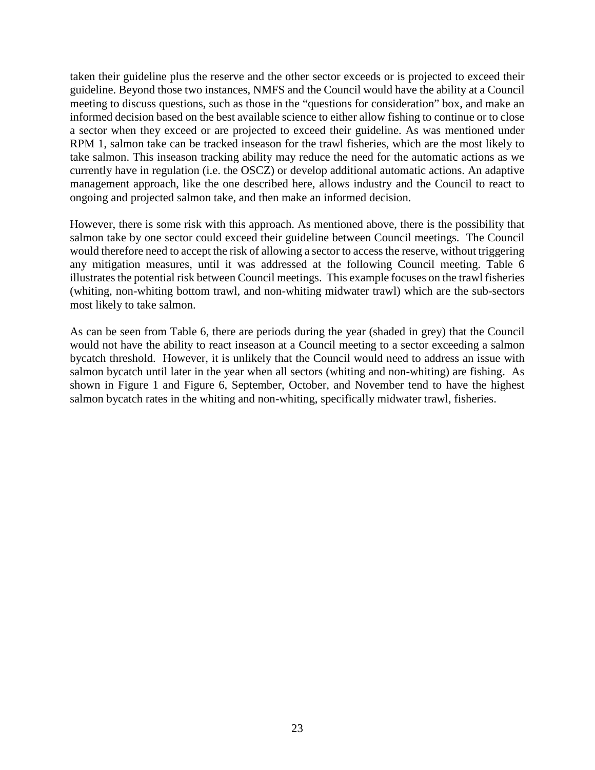taken their guideline plus the reserve and the other sector exceeds or is projected to exceed their guideline. Beyond those two instances, NMFS and the Council would have the ability at a Council meeting to discuss questions, such as those in the "questions for consideration" box, and make an informed decision based on the best available science to either allow fishing to continue or to close a sector when they exceed or are projected to exceed their guideline. As was mentioned under RPM 1, salmon take can be tracked inseason for the trawl fisheries, which are the most likely to take salmon. This inseason tracking ability may reduce the need for the automatic actions as we currently have in regulation (i.e. the OSCZ) or develop additional automatic actions. An adaptive management approach, like the one described here, allows industry and the Council to react to ongoing and projected salmon take, and then make an informed decision.

However, there is some risk with this approach. As mentioned above, there is the possibility that salmon take by one sector could exceed their guideline between Council meetings. The Council would therefore need to accept the risk of allowing a sector to access the reserve, without triggering any mitigation measures, until it was addressed at the following Council meeting. Table 6 illustrates the potential risk between Council meetings. This example focuses on the trawl fisheries (whiting, non-whiting bottom trawl, and non-whiting midwater trawl) which are the sub-sectors most likely to take salmon.

As can be seen from Table 6, there are periods during the year (shaded in grey) that the Council would not have the ability to react inseason at a Council meeting to a sector exceeding a salmon bycatch threshold. However, it is unlikely that the Council would need to address an issue with salmon bycatch until later in the year when all sectors (whiting and non-whiting) are fishing. As shown in Figure 1 and Figure 6, September, October, and November tend to have the highest salmon bycatch rates in the whiting and non-whiting, specifically midwater trawl, fisheries.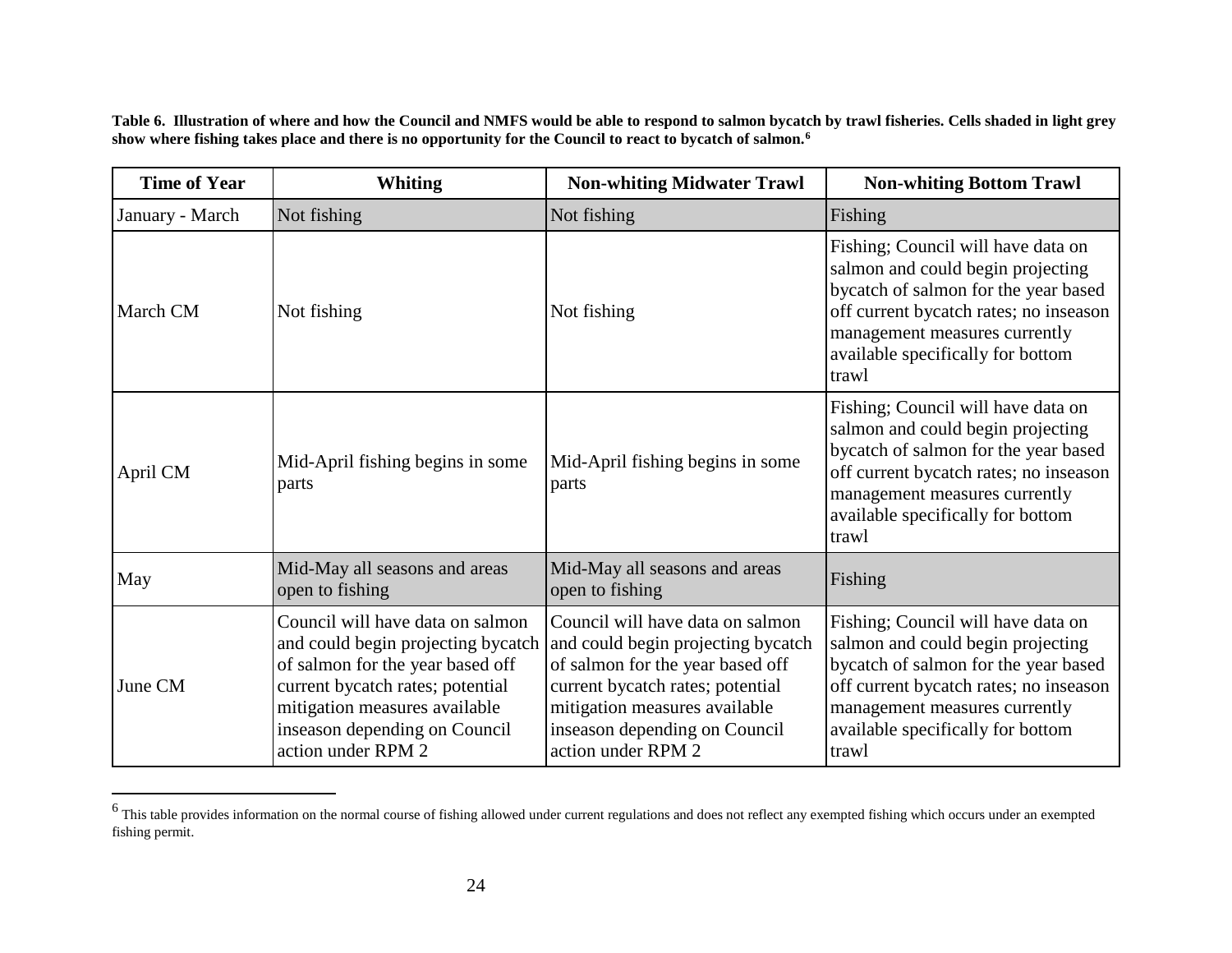**Table 6. Illustration of where and how the Council and NMFS would be able to respond to salmon bycatch by trawl fisheries. Cells shaded in light grey show where fishing takes place and there is no opportunity for the Council to react to bycatch of salmon.[6]**

| Time of Year | Whiting | Non-whiting Midwater Trawl | Non-whiting Bottom Trawl |
|---|---|---|---|
| January - March | Not fishing | Not fishing | Fishing |
| March CM | Not fishing | Not fishing | Fishing; Council will have data on salmon and could begin projecting bycatch of salmon for the year based off current bycatch rates; no inseason management measures currently available specifically for bottom trawl |
| April CM | Mid-April fishing begins in some parts | Mid-April fishing begins in some parts | Fishing; Council will have data on salmon and could begin projecting bycatch of salmon for the year based off current bycatch rates; no inseason management measures currently available specifically for bottom trawl |
| May | Mid-May all seasons and areas open to fishing | Mid-May all seasons and areas open to fishing | Fishing |
| June CM | Council will have data on salmon and could begin projecting bycatch of salmon for the year based off current bycatch rates; potential mitigation measures available inseason depending on Council action under RPM 2 | Council will have data on salmon and could begin projecting bycatch of salmon for the year based off current bycatch rates; potential mitigation measures available inseason depending on Council action under RPM 2 | Fishing; Council will have data on salmon and could begin projecting bycatch of salmon for the year based off current bycatch rates; no inseason management measures currently available specifically for bottom trawl |

[6] This table provides information on the normal course of fishing allowed under current regulations and does not reflect any exempted fishing which occurs under an exempted fishing permit.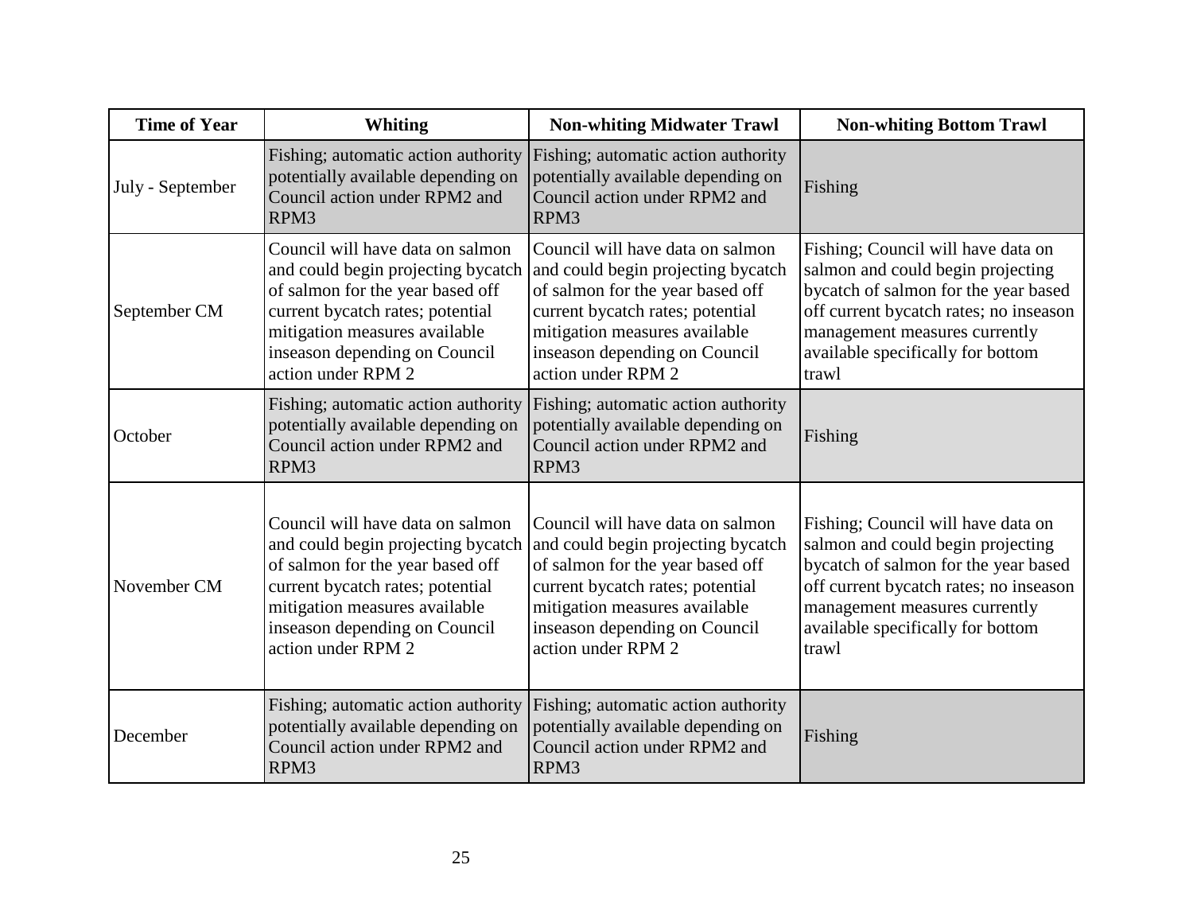| Time of Year | Whiting | Non-whiting Midwater Trawl | Non-whiting Bottom Trawl |
| --- | --- | --- | --- |
| July - September | Fishing; automatic action authority potentially available depending on Council action under RPM2 and RPM3 | Fishing; automatic action authority potentially available depending on Council action under RPM2 and RPM3 | Fishing |
| September CM | Council will have data on salmon and could begin projecting bycatch of salmon for the year based off current bycatch rates; potential mitigation measures available inseason depending on Council action under RPM 2 | Council will have data on salmon and could begin projecting bycatch of salmon for the year based off current bycatch rates; potential mitigation measures available inseason depending on Council action under RPM 2 | Fishing; Council will have data on salmon and could begin projecting bycatch of salmon for the year based off current bycatch rates; no inseason management measures currently available specifically for bottom trawl |
| October | Fishing; automatic action authority potentially available depending on Council action under RPM2 and RPM3 | Fishing; automatic action authority potentially available depending on Council action under RPM2 and RPM3 | Fishing |
| November CM | Council will have data on salmon and could begin projecting bycatch of salmon for the year based off current bycatch rates; potential mitigation measures available inseason depending on Council action under RPM 2 | Council will have data on salmon and could begin projecting bycatch of salmon for the year based off current bycatch rates; potential mitigation measures available inseason depending on Council action under RPM 2 | Fishing; Council will have data on salmon and could begin projecting bycatch of salmon for the year based off current bycatch rates; no inseason management measures currently available specifically for bottom trawl |
| December | Fishing; automatic action authority potentially available depending on Council action under RPM2 and RPM3 | Fishing; automatic action authority potentially available depending on Council action under RPM2 and RPM3 | Fishing |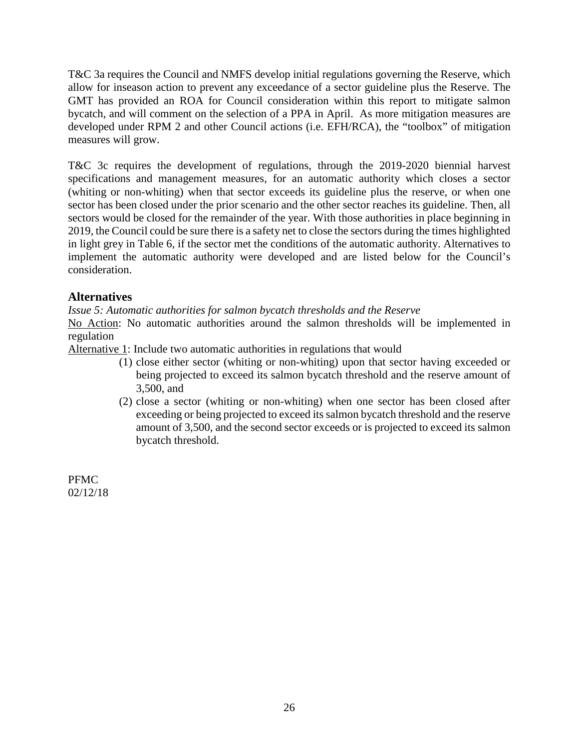T&C 3a requires the Council and NMFS develop initial regulations governing the Reserve, which allow for inseason action to prevent any exceedance of a sector guideline plus the Reserve. The GMT has provided an ROA for Council consideration within this report to mitigate salmon bycatch, and will comment on the selection of a PPA in April. As more mitigation measures are developed under RPM 2 and other Council actions (i.e. EFH/RCA), the "toolbox" of mitigation measures will grow.

T&C 3c requires the development of regulations, through the 2019-2020 biennial harvest specifications and management measures, for an automatic authority which closes a sector (whiting or non-whiting) when that sector exceeds its guideline plus the reserve, or when one sector has been closed under the prior scenario and the other sector reaches its guideline. Then, all sectors would be closed for the remainder of the year. With those authorities in place beginning in 2019, the Council could be sure there is a safety net to close the sectors during the times highlighted in light grey in Table 6, if the sector met the conditions of the automatic authority. Alternatives to implement the automatic authority were developed and are listed below for the Council's consideration.

## Alternatives

*Issue 5: Automatic authorities for salmon bycatch thresholds and the Reserve*

No Action: No automatic authorities around the salmon thresholds will be implemented in regulation

Alternative 1: Include two automatic authorities in regulations that would

(1) close either sector (whiting or non-whiting) upon that sector having exceeded or being projected to exceed its salmon bycatch threshold and the reserve amount of 3,500, and

(2) close a sector (whiting or non-whiting) when one sector has been closed after exceeding or being projected to exceed its salmon bycatch threshold and the reserve amount of 3,500, and the second sector exceeds or is projected to exceed its salmon bycatch threshold.

PFMC
02/12/18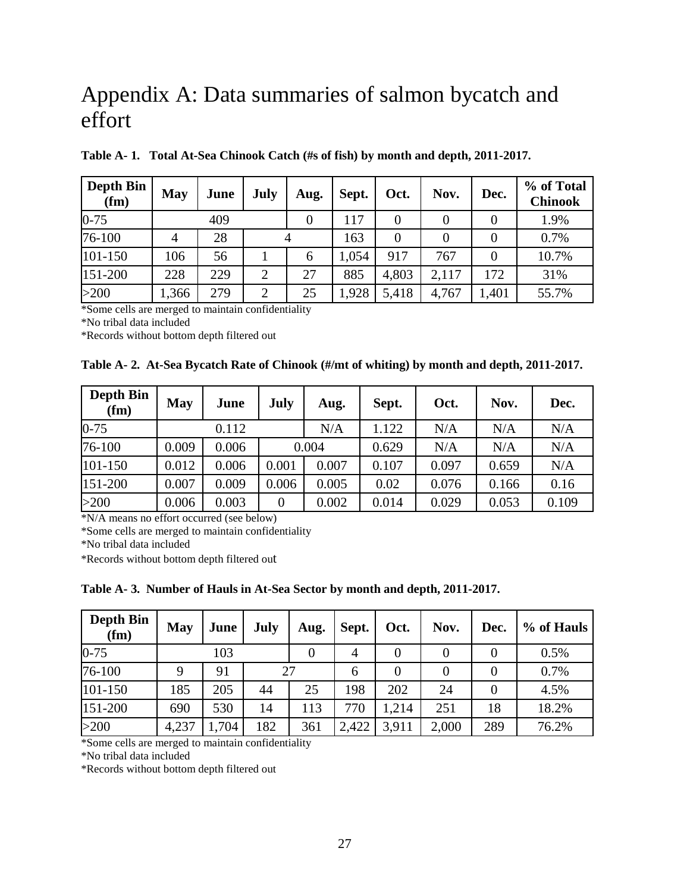# Appendix A: Data summaries of salmon bycatch and effort

**Table A- 1. Total At-Sea Chinook Catch (#s of fish) by month and depth, 2011-2017.**

| Depth Bin (fm) | May | June | July | Aug. | Sept. | Oct. | Nov. | Dec. | % of Total Chinook |
|---|---|---|---|---|---|---|---|---|---|
| 0-75 | | 409 | | 0 | 117 | 0 | 0 | 0 | 1.9% |
| 76-100 | 4 | 28 | 4 | | 163 | 0 | 0 | 0 | 0.7% |
| 101-150 | 106 | 56 | 1 | 6 | 1,054 | 917 | 767 | 0 | 10.7% |
| 151-200 | 228 | 229 | 2 | 27 | 885 | 4,803 | 2,117 | 172 | 31% |
| >200 | 1,366 | 279 | 2 | 25 | 1,928 | 5,418 | 4,767 | 1,401 | 55.7% |

*Some cells are merged to maintain confidentiality

*No tribal data included

*Records without bottom depth filtered out

**Table A- 2. At-Sea Bycatch Rate of Chinook (#/mt of whiting) by month and depth, 2011-2017.**

| Depth Bin (fm) | May | June | July | Aug. | Sept. | Oct. | Nov. | Dec. |
|---|---|---|---|---|---|---|---|---|
| 0-75 | | 0.112 | | N/A | 1.122 | N/A | N/A | N/A |
| 76-100 | 0.009 | 0.006 | 0.004 | | 0.629 | N/A | N/A | N/A |
| 101-150 | 0.012 | 0.006 | 0.001 | 0.007 | 0.107 | 0.097 | 0.659 | N/A |
| 151-200 | 0.007 | 0.009 | 0.006 | 0.005 | 0.02 | 0.076 | 0.166 | 0.16 |
| >200 | 0.006 | 0.003 | 0 | 0.002 | 0.014 | 0.029 | 0.053 | 0.109 |

*N/A means no effort occurred (see below)

*Some cells are merged to maintain confidentiality

*No tribal data included

*Records without bottom depth filtered out

**Table A- 3. Number of Hauls in At-Sea Sector by month and depth, 2011-2017.**

| Depth Bin (fm) | May | June | July | Aug. | Sept. | Oct. | Nov. | Dec. | % of Hauls |
|---|---|---|---|---|---|---|---|---|---|
| 0-75 | | 103 | | 0 | 4 | 0 | 0 | 0 | 0.5% |
| 76-100 | 9 | 91 | 27 | | 6 | 0 | 0 | 0 | 0.7% |
| 101-150 | 185 | 205 | 44 | 25 | 198 | 202 | 24 | 0 | 4.5% |
| 151-200 | 690 | 530 | 14 | 113 | 770 | 1,214 | 251 | 18 | 18.2% |
| >200 | 4,237 | 1,704 | 182 | 361 | 2,422 | 3,911 | 2,000 | 289 | 76.2% |

*Some cells are merged to maintain confidentiality

*No tribal data included

*Records without bottom depth filtered out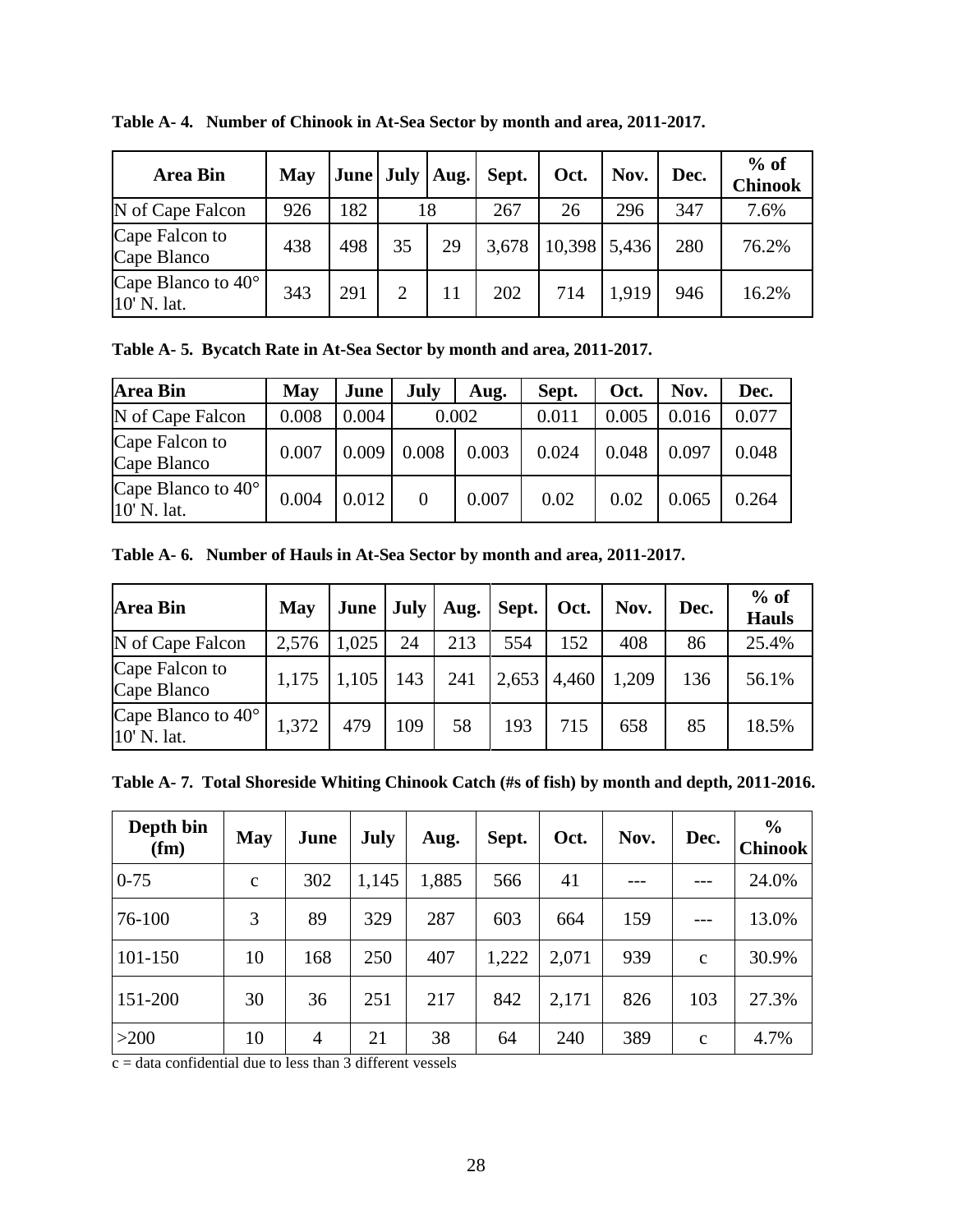**Table A- 4. Number of Chinook in At-Sea Sector by month and area, 2011-2017.**

| Area Bin | May | June | July | Aug. | Sept. | Oct. | Nov. | Dec. | % of Chinook |
|---|---|---|---|---|---|---|---|---|---|
| N of Cape Falcon | 926 | 182 | 18 | | 267 | 26 | 296 | 347 | 7.6% |
| Cape Falcon to Cape Blanco | 438 | 498 | 35 | 29 | 3,678 | 10,398 | 5,436 | 280 | 76.2% |
| Cape Blanco to 40° 10' N. lat. | 343 | 291 | 2 | 11 | 202 | 714 | 1,919 | 946 | 16.2% |

**Table A- 5. Bycatch Rate in At-Sea Sector by month and area, 2011-2017.**

| Area Bin | May | June | July | Aug. | Sept. | Oct. | Nov. | Dec. |
|---|---|---|---|---|---|---|---|---|
| N of Cape Falcon | 0.008 | 0.004 | 0.002 | | 0.011 | 0.005 | 0.016 | 0.077 |
| Cape Falcon to Cape Blanco | 0.007 | 0.009 | 0.008 | 0.003 | 0.024 | 0.048 | 0.097 | 0.048 |
| Cape Blanco to 40° 10' N. lat. | 0.004 | 0.012 | 0 | 0.007 | 0.02 | 0.02 | 0.065 | 0.264 |

**Table A- 6. Number of Hauls in At-Sea Sector by month and area, 2011-2017.**

| Area Bin | May | June | July | Aug. | Sept. | Oct. | Nov. | Dec. | % of Hauls |
|---|---|---|---|---|---|---|---|---|---|
| N of Cape Falcon | 2,576 | 1,025 | 24 | 213 | 554 | 152 | 408 | 86 | 25.4% |
| Cape Falcon to Cape Blanco | 1,175 | 1,105 | 143 | 241 | 2,653 | 4,460 | 1,209 | 136 | 56.1% |
| Cape Blanco to 40° 10' N. lat. | 1,372 | 479 | 109 | 58 | 193 | 715 | 658 | 85 | 18.5% |

**Table A- 7. Total Shoreside Whiting Chinook Catch (#s of fish) by month and depth, 2011-2016.**

| Depth bin (fm) | May | June | July | Aug. | Sept. | Oct. | Nov. | Dec. | % Chinook |
|---|---|---|---|---|---|---|---|---|---|
| 0-75 | c | 302 | 1,145 | 1,885 | 566 | 41 | --- | --- | 24.0% |
| 76-100 | 3 | 89 | 329 | 287 | 603 | 664 | 159 | --- | 13.0% |
| 101-150 | 10 | 168 | 250 | 407 | 1,222 | 2,071 | 939 | c | 30.9% |
| 151-200 | 30 | 36 | 251 | 217 | 842 | 2,171 | 826 | 103 | 27.3% |
| >200 | 10 | 4 | 21 | 38 | 64 | 240 | 389 | c | 4.7% |

c = data confidential due to less than 3 different vessels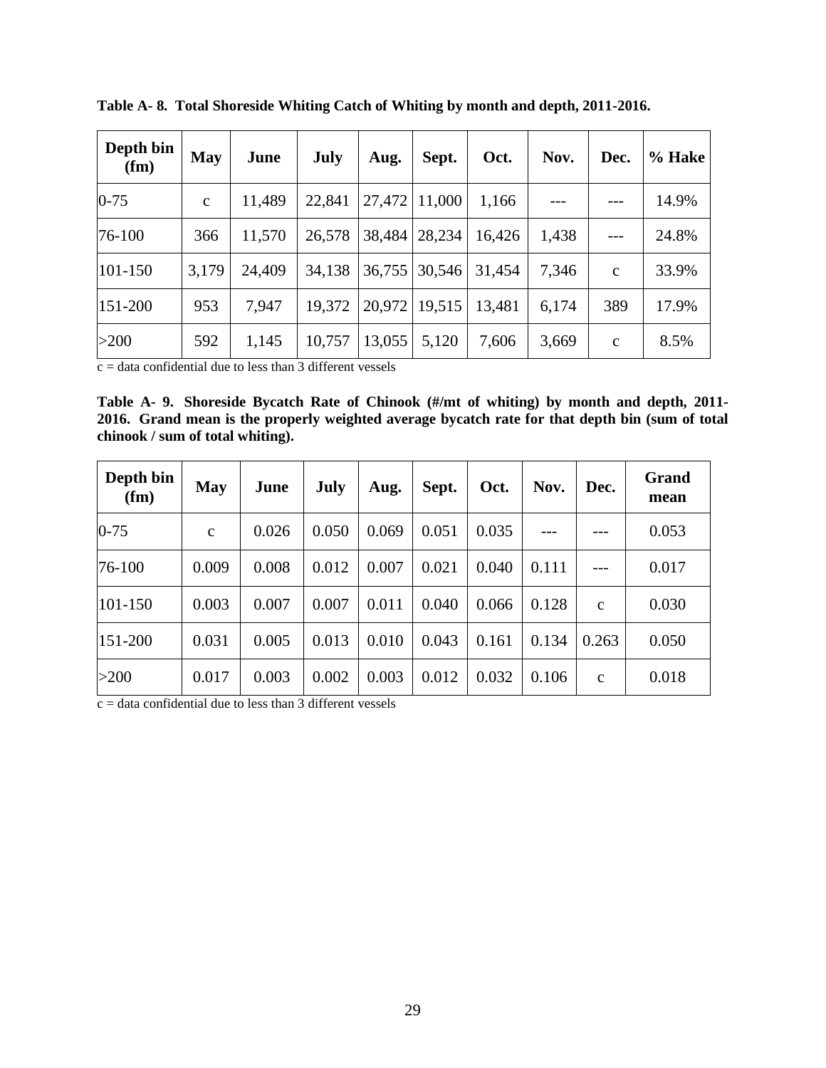**Table A- 8. Total Shoreside Whiting Catch of Whiting by month and depth, 2011-2016.**

| Depth bin (fm) | May | June | July | Aug. | Sept. | Oct. | Nov. | Dec. | % Hake |
|---|---|---|---|---|---|---|---|---|---|
| 0-75 | c | 11,489 | 22,841 | 27,472 | 11,000 | 1,166 | --- | --- | 14.9% |
| 76-100 | 366 | 11,570 | 26,578 | 38,484 | 28,234 | 16,426 | 1,438 | --- | 24.8% |
| 101-150 | 3,179 | 24,409 | 34,138 | 36,755 | 30,546 | 31,454 | 7,346 | c | 33.9% |
| 151-200 | 953 | 7,947 | 19,372 | 20,972 | 19,515 | 13,481 | 6,174 | 389 | 17.9% |
| >200 | 592 | 1,145 | 10,757 | 13,055 | 5,120 | 7,606 | 3,669 | c | 8.5% |

c = data confidential due to less than 3 different vessels

**Table A- 9. Shoreside Bycatch Rate of Chinook (#/mt of whiting) by month and depth, 2011-2016. Grand mean is the properly weighted average bycatch rate for that depth bin (sum of total chinook / sum of total whiting).**

| Depth bin (fm) | May | June | July | Aug. | Sept. | Oct. | Nov. | Dec. | Grand mean |
|---|---|---|---|---|---|---|---|---|---|
| 0-75 | c | 0.026 | 0.050 | 0.069 | 0.051 | 0.035 | --- | --- | 0.053 |
| 76-100 | 0.009 | 0.008 | 0.012 | 0.007 | 0.021 | 0.040 | 0.111 | --- | 0.017 |
| 101-150 | 0.003 | 0.007 | 0.007 | 0.011 | 0.040 | 0.066 | 0.128 | c | 0.030 |
| 151-200 | 0.031 | 0.005 | 0.013 | 0.010 | 0.043 | 0.161 | 0.134 | 0.263 | 0.050 |
| >200 | 0.017 | 0.003 | 0.002 | 0.003 | 0.012 | 0.032 | 0.106 | c | 0.018 |

c = data confidential due to less than 3 different vessels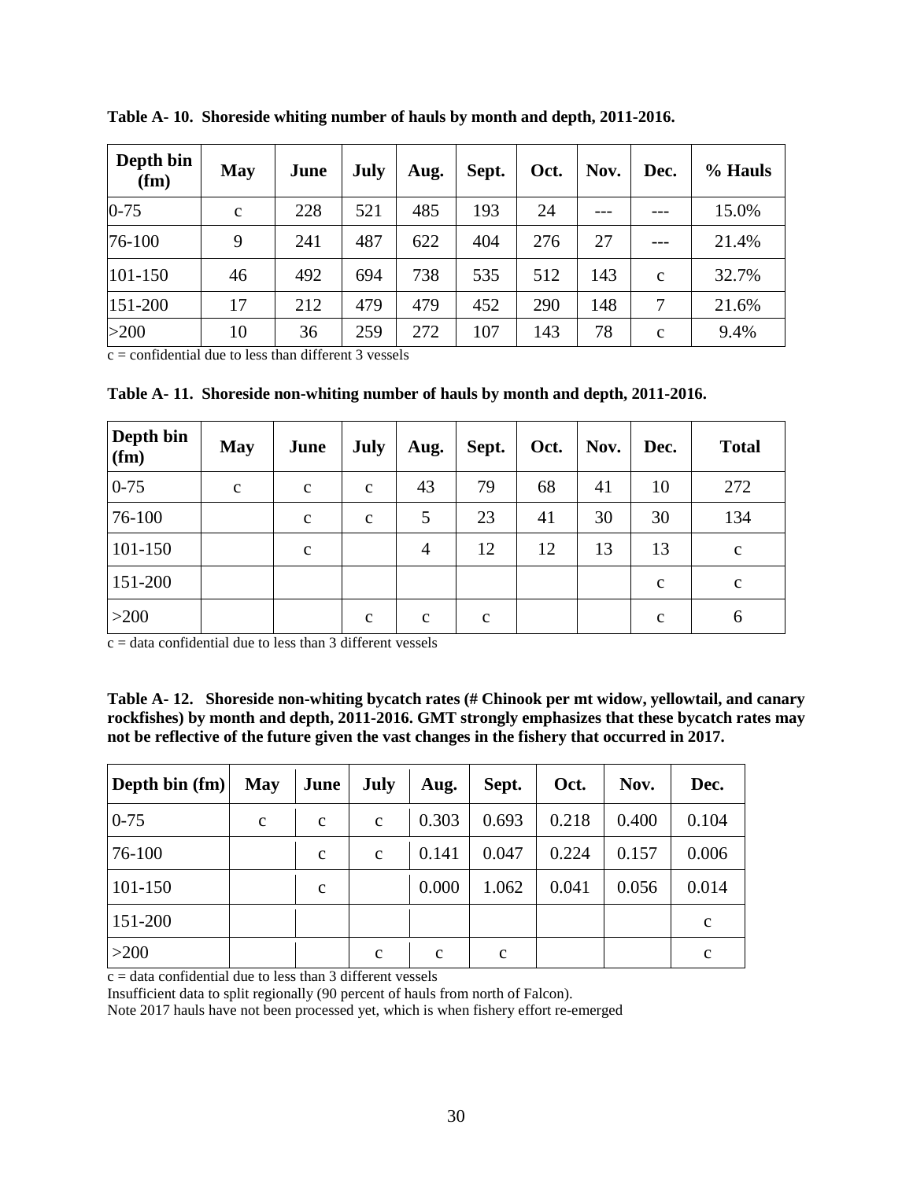**Table A- 10. Shoreside whiting number of hauls by month and depth, 2011-2016.**

| Depth bin (fm) | May | June | July | Aug. | Sept. | Oct. | Nov. | Dec. | % Hauls |
|---|---|---|---|---|---|---|---|---|---|
| 0-75 | c | 228 | 521 | 485 | 193 | 24 | --- | --- | 15.0% |
| 76-100 | 9 | 241 | 487 | 622 | 404 | 276 | 27 | --- | 21.4% |
| 101-150 | 46 | 492 | 694 | 738 | 535 | 512 | 143 | c | 32.7% |
| 151-200 | 17 | 212 | 479 | 479 | 452 | 290 | 148 | 7 | 21.6% |
| >200 | 10 | 36 | 259 | 272 | 107 | 143 | 78 | c | 9.4% |

c = confidential due to less than different 3 vessels

**Table A- 11. Shoreside non-whiting number of hauls by month and depth, 2011-2016.**

| Depth bin (fm) | May | June | July | Aug. | Sept. | Oct. | Nov. | Dec. | Total |
|---|---|---|---|---|---|---|---|---|---|
| 0-75 | c | c | c | 43 | 79 | 68 | 41 | 10 | 272 |
| 76-100 | | c | c | 5 | 23 | 41 | 30 | 30 | 134 |
| 101-150 | | c | | 4 | 12 | 12 | 13 | 13 | c |
| 151-200 | | | | | | | | c | c |
| >200 | | | c | c | c | | | c | 6 |

c = data confidential due to less than 3 different vessels

**Table A- 12. Shoreside non-whiting bycatch rates (# Chinook per mt widow, yellowtail, and canary rockfishes) by month and depth, 2011-2016. GMT strongly emphasizes that these bycatch rates may not be reflective of the future given the vast changes in the fishery that occurred in 2017.**

| Depth bin (fm) | May | June | July | Aug. | Sept. | Oct. | Nov. | Dec. |
|---|---|---|---|---|---|---|---|---|
| 0-75 | c | c | c | 0.303 | 0.693 | 0.218 | 0.400 | 0.104 |
| 76-100 | | c | c | 0.141 | 0.047 | 0.224 | 0.157 | 0.006 |
| 101-150 | | c | | 0.000 | 1.062 | 0.041 | 0.056 | 0.014 |
| 151-200 | | | | | | | | c |
| >200 | | | c | c | c | | | c |

c = data confidential due to less than 3 different vessels

Insufficient data to split regionally (90 percent of hauls from north of Falcon).

Note 2017 hauls have not been processed yet, which is when fishery effort re-emerged